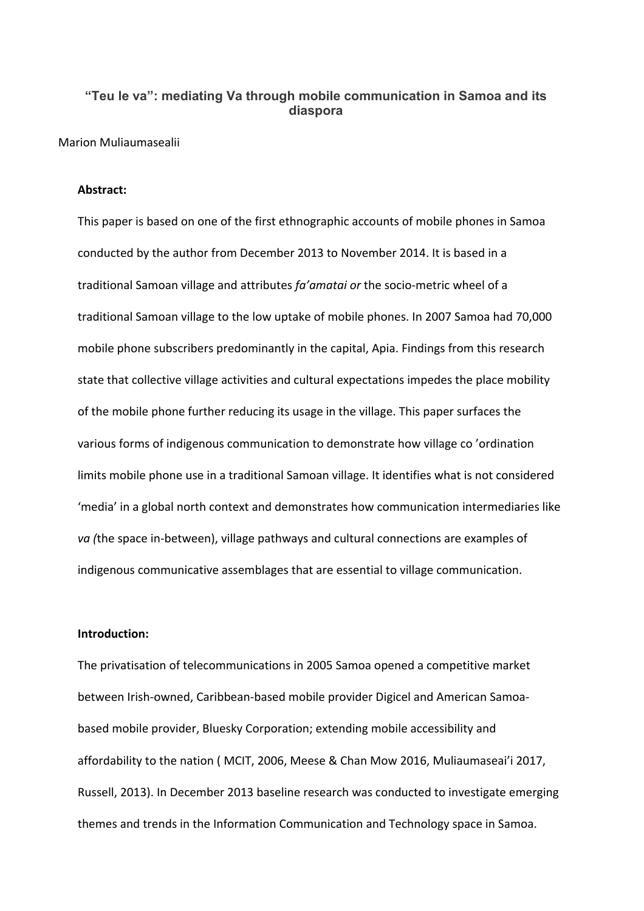# "Teu le va": mediating Va through mobile communication in Samoa and its diaspora

Marion Muliaumasealii

**Abstract:**

This paper is based on one of the first ethnographic accounts of mobile phones in Samoa conducted by the author from December 2013 to November 2014. It is based in a traditional Samoan village and attributes *fa'amatai or* the socio-metric wheel of a traditional Samoan village to the low uptake of mobile phones. In 2007 Samoa had 70,000 mobile phone subscribers predominantly in the capital, Apia. Findings from this research state that collective village activities and cultural expectations impedes the place mobility of the mobile phone further reducing its usage in the village. This paper surfaces the various forms of indigenous communication to demonstrate how village co 'ordination limits mobile phone use in a traditional Samoan village. It identifies what is not considered 'media' in a global north context and demonstrates how communication intermediaries like *va (*the space in-between), village pathways and cultural connections are examples of indigenous communicative assemblages that are essential to village communication.

**Introduction:**

The privatisation of telecommunications in 2005 Samoa opened a competitive market between Irish-owned, Caribbean-based mobile provider Digicel and American Samoa-based mobile provider, Bluesky Corporation; extending mobile accessibility and affordability to the nation ( MCIT, 2006, Meese & Chan Mow 2016, Muliaumaseai'i 2017, Russell, 2013). In December 2013 baseline research was conducted to investigate emerging themes and trends in the Information Communication and Technology space in Samoa.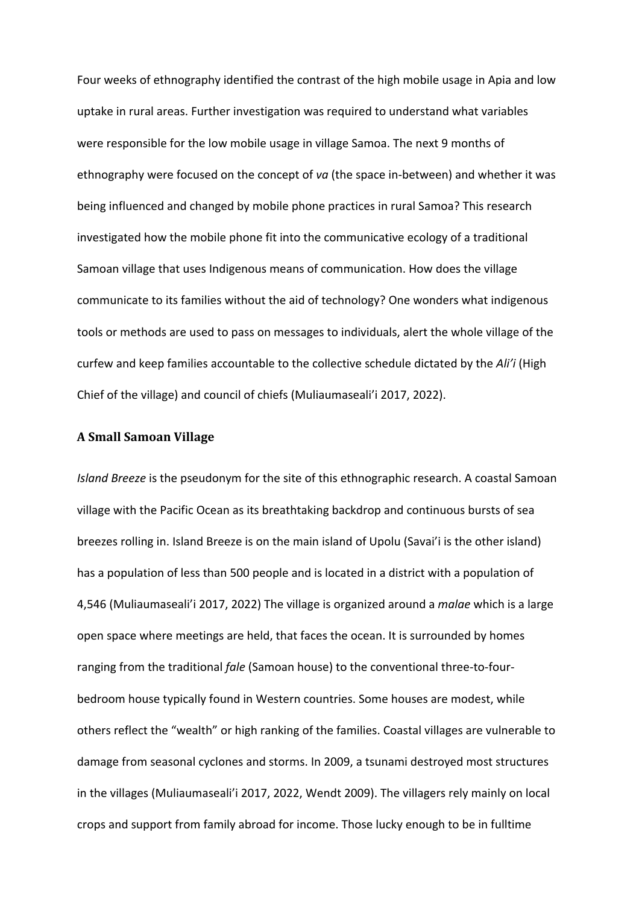Four weeks of ethnography identified the contrast of the high mobile usage in Apia and low uptake in rural areas. Further investigation was required to understand what variables were responsible for the low mobile usage in village Samoa. The next 9 months of ethnography were focused on the concept of *va* (the space in-between) and whether it was being influenced and changed by mobile phone practices in rural Samoa? This research investigated how the mobile phone fit into the communicative ecology of a traditional Samoan village that uses Indigenous means of communication. How does the village communicate to its families without the aid of technology? One wonders what indigenous tools or methods are used to pass on messages to individuals, alert the whole village of the curfew and keep families accountable to the collective schedule dictated by the *Ali'i* (High Chief of the village) and council of chiefs (Muliaumaseali'i 2017, 2022).

### A Small Samoan Village

*Island Breeze* is the pseudonym for the site of this ethnographic research. A coastal Samoan village with the Pacific Ocean as its breathtaking backdrop and continuous bursts of sea breezes rolling in. Island Breeze is on the main island of Upolu (Savai'i is the other island) has a population of less than 500 people and is located in a district with a population of 4,546 (Muliaumaseali'i 2017, 2022) The village is organized around a *malae* which is a large open space where meetings are held, that faces the ocean. It is surrounded by homes ranging from the traditional *fale* (Samoan house) to the conventional three-to-four-bedroom house typically found in Western countries. Some houses are modest, while others reflect the "wealth" or high ranking of the families. Coastal villages are vulnerable to damage from seasonal cyclones and storms. In 2009, a tsunami destroyed most structures in the villages (Muliaumaseali'i 2017, 2022, Wendt 2009). The villagers rely mainly on local crops and support from family abroad for income. Those lucky enough to be in fulltime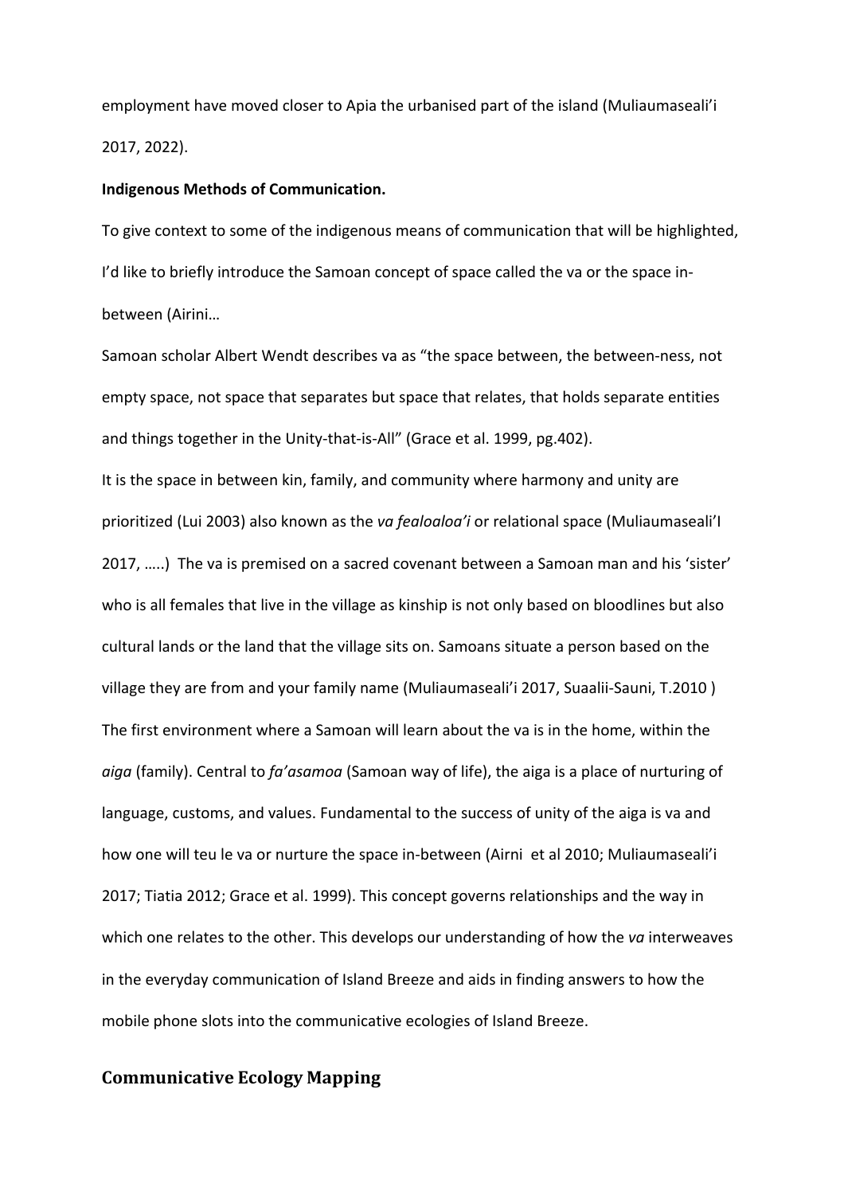employment have moved closer to Apia the urbanised part of the island (Muliaumaseali'i 2017, 2022).

**Indigenous Methods of Communication.**

To give context to some of the indigenous means of communication that will be highlighted, I'd like to briefly introduce the Samoan concept of space called the va or the space in-between (Airini…

Samoan scholar Albert Wendt describes va as "the space between, the between-ness, not empty space, not space that separates but space that relates, that holds separate entities and things together in the Unity-that-is-All" (Grace et al. 1999, pg.402).

It is the space in between kin, family, and community where harmony and unity are prioritized (Lui 2003) also known as the *va fealoaloa'i* or relational space (Muliaumaseali'I 2017, …..) The va is premised on a sacred covenant between a Samoan man and his 'sister' who is all females that live in the village as kinship is not only based on bloodlines but also cultural lands or the land that the village sits on. Samoans situate a person based on the village they are from and your family name (Muliaumaseali'i 2017, Suaalii-Sauni, T.2010 )

The first environment where a Samoan will learn about the va is in the home, within the *aiga* (family). Central to *fa'asamoa* (Samoan way of life), the aiga is a place of nurturing of language, customs, and values. Fundamental to the success of unity of the aiga is va and how one will teu le va or nurture the space in-between (Airni et al 2010; Muliaumaseali'i 2017; Tiatia 2012; Grace et al. 1999). This concept governs relationships and the way in which one relates to the other. This develops our understanding of how the *va* interweaves in the everyday communication of Island Breeze and aids in finding answers to how the mobile phone slots into the communicative ecologies of Island Breeze.

## Communicative Ecology Mapping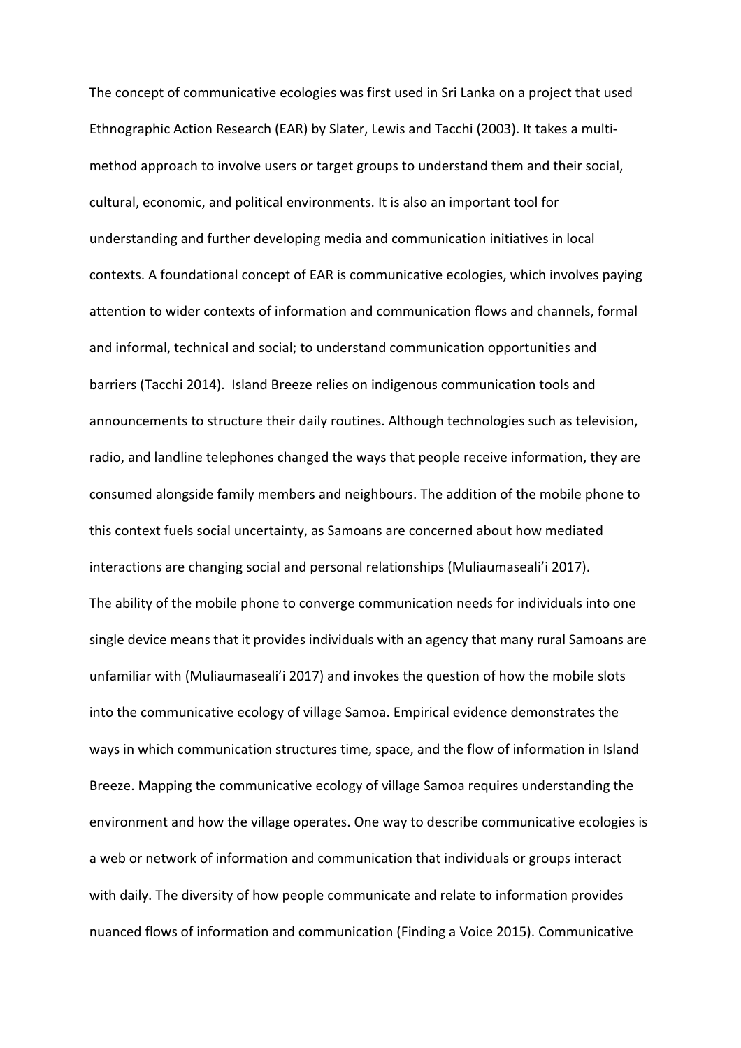The concept of communicative ecologies was first used in Sri Lanka on a project that used Ethnographic Action Research (EAR) by Slater, Lewis and Tacchi (2003). It takes a multi-method approach to involve users or target groups to understand them and their social, cultural, economic, and political environments. It is also an important tool for understanding and further developing media and communication initiatives in local contexts. A foundational concept of EAR is communicative ecologies, which involves paying attention to wider contexts of information and communication flows and channels, formal and informal, technical and social; to understand communication opportunities and barriers (Tacchi 2014). Island Breeze relies on indigenous communication tools and announcements to structure their daily routines. Although technologies such as television, radio, and landline telephones changed the ways that people receive information, they are consumed alongside family members and neighbours. The addition of the mobile phone to this context fuels social uncertainty, as Samoans are concerned about how mediated interactions are changing social and personal relationships (Muliaumaseali'i 2017).

The ability of the mobile phone to converge communication needs for individuals into one single device means that it provides individuals with an agency that many rural Samoans are unfamiliar with (Muliaumaseali'i 2017) and invokes the question of how the mobile slots into the communicative ecology of village Samoa. Empirical evidence demonstrates the ways in which communication structures time, space, and the flow of information in Island Breeze. Mapping the communicative ecology of village Samoa requires understanding the environment and how the village operates. One way to describe communicative ecologies is a web or network of information and communication that individuals or groups interact with daily. The diversity of how people communicate and relate to information provides nuanced flows of information and communication (Finding a Voice 2015). Communicative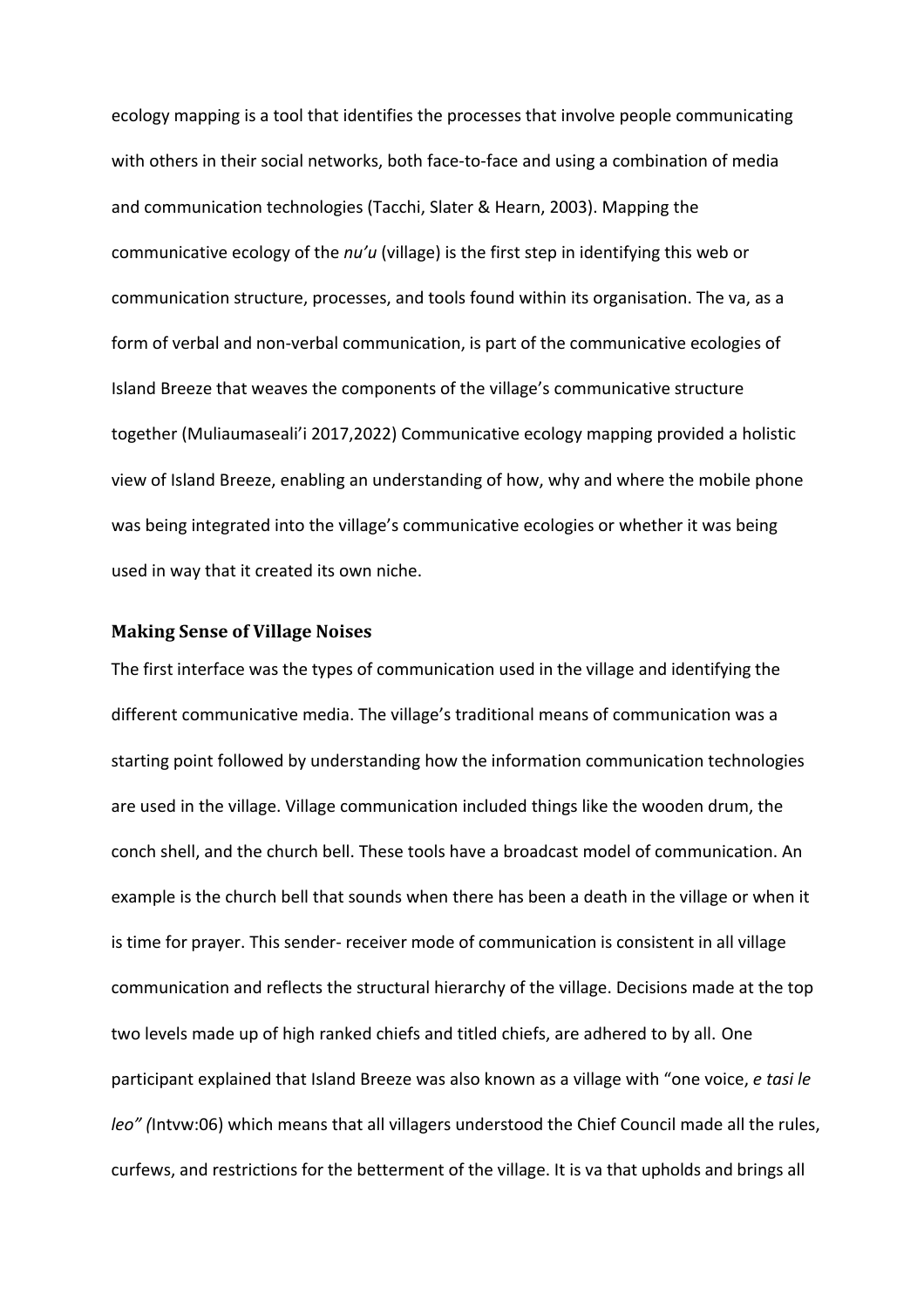ecology mapping is a tool that identifies the processes that involve people communicating with others in their social networks, both face-to-face and using a combination of media and communication technologies (Tacchi, Slater & Hearn, 2003). Mapping the communicative ecology of the *nu'u* (village) is the first step in identifying this web or communication structure, processes, and tools found within its organisation. The va, as a form of verbal and non-verbal communication, is part of the communicative ecologies of Island Breeze that weaves the components of the village's communicative structure together (Muliaumaseali'i 2017,2022) Communicative ecology mapping provided a holistic view of Island Breeze, enabling an understanding of how, why and where the mobile phone was being integrated into the village's communicative ecologies or whether it was being used in way that it created its own niche.

## Making Sense of Village Noises

The first interface was the types of communication used in the village and identifying the different communicative media. The village's traditional means of communication was a starting point followed by understanding how the information communication technologies are used in the village. Village communication included things like the wooden drum, the conch shell, and the church bell. These tools have a broadcast model of communication. An example is the church bell that sounds when there has been a death in the village or when it is time for prayer. This sender- receiver mode of communication is consistent in all village communication and reflects the structural hierarchy of the village. Decisions made at the top two levels made up of high ranked chiefs and titled chiefs, are adhered to by all. One participant explained that Island Breeze was also known as a village with "one voice, *e tasi le leo" (*Intvw:06) which means that all villagers understood the Chief Council made all the rules, curfews, and restrictions for the betterment of the village. It is va that upholds and brings all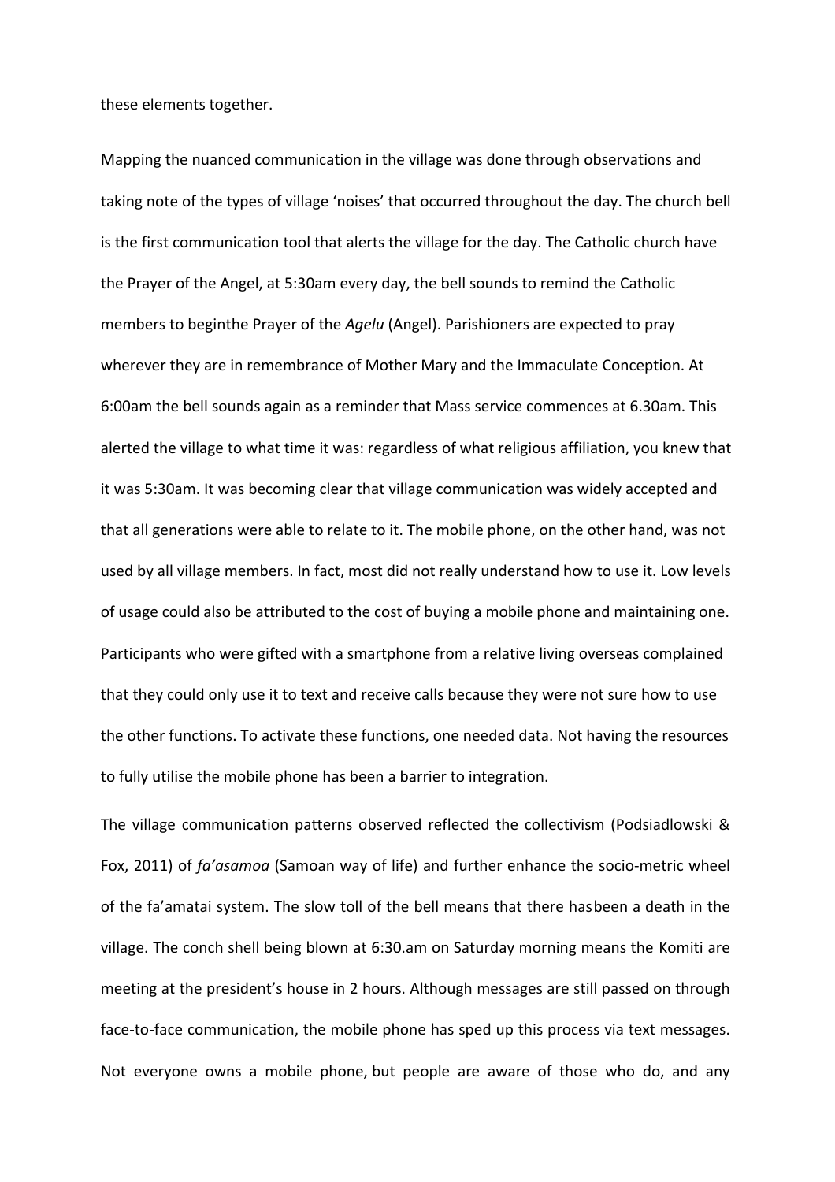these elements together.

Mapping the nuanced communication in the village was done through observations and taking note of the types of village 'noises' that occurred throughout the day. The church bell is the first communication tool that alerts the village for the day. The Catholic church have the Prayer of the Angel, at 5:30am every day, the bell sounds to remind the Catholic members to beginthe Prayer of the *Agelu* (Angel). Parishioners are expected to pray wherever they are in remembrance of Mother Mary and the Immaculate Conception. At 6:00am the bell sounds again as a reminder that Mass service commences at 6.30am. This alerted the village to what time it was: regardless of what religious affiliation, you knew that it was 5:30am. It was becoming clear that village communication was widely accepted and that all generations were able to relate to it. The mobile phone, on the other hand, was not used by all village members. In fact, most did not really understand how to use it. Low levels of usage could also be attributed to the cost of buying a mobile phone and maintaining one. Participants who were gifted with a smartphone from a relative living overseas complained that they could only use it to text and receive calls because they were not sure how to use the other functions. To activate these functions, one needed data. Not having the resources to fully utilise the mobile phone has been a barrier to integration.

The village communication patterns observed reflected the collectivism (Podsiadlowski & Fox, 2011) of *fa'asamoa* (Samoan way of life) and further enhance the socio-metric wheel of the fa'amatai system. The slow toll of the bell means that there hasbeen a death in the village. The conch shell being blown at 6:30.am on Saturday morning means the Komiti are meeting at the president's house in 2 hours. Although messages are still passed on through face-to-face communication, the mobile phone has sped up this process via text messages. Not everyone owns a mobile phone, but people are aware of those who do, and any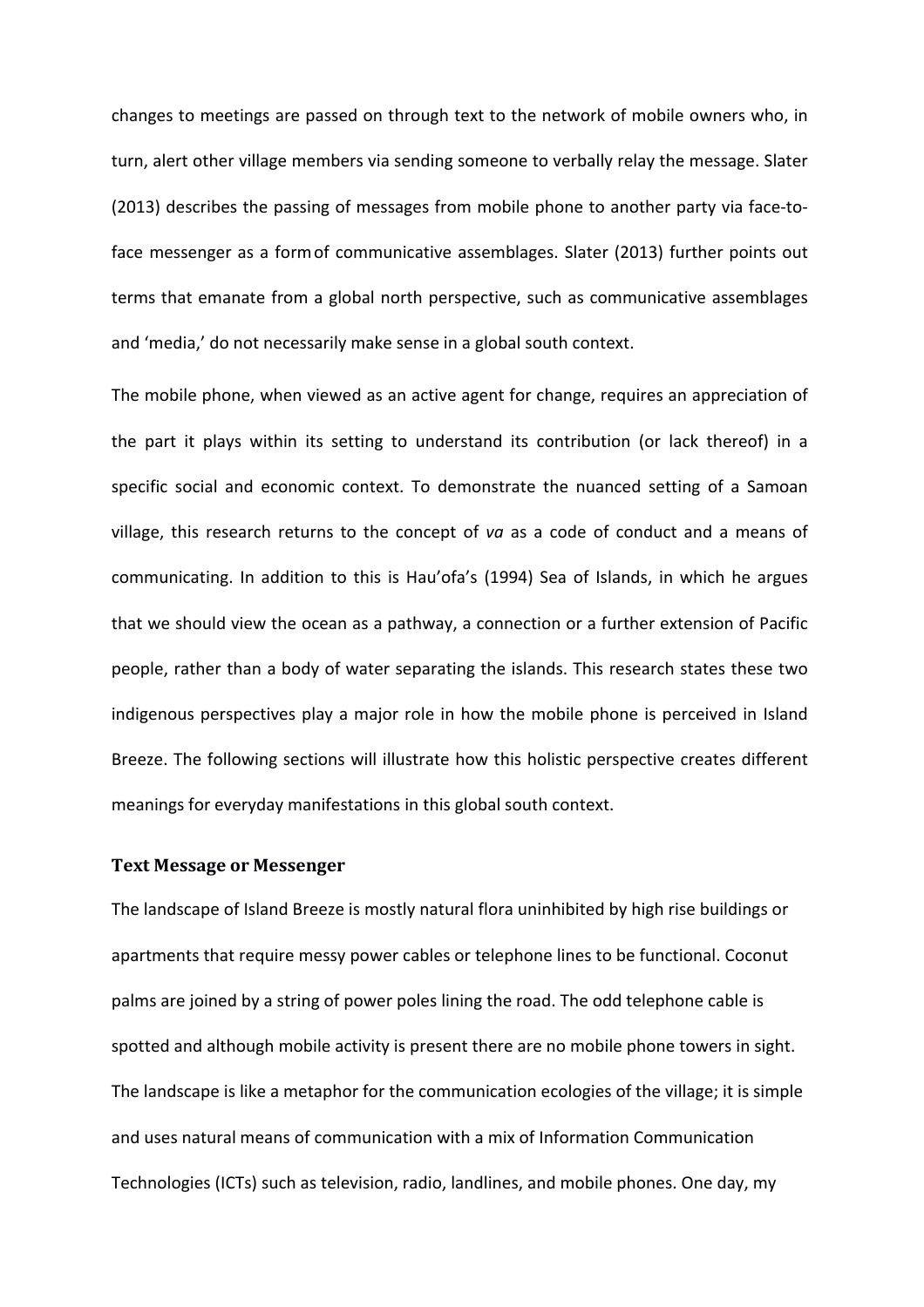changes to meetings are passed on through text to the network of mobile owners who, in turn, alert other village members via sending someone to verbally relay the message. Slater (2013) describes the passing of messages from mobile phone to another party via face-to-face messenger as a form of communicative assemblages. Slater (2013) further points out terms that emanate from a global north perspective, such as communicative assemblages and 'media,' do not necessarily make sense in a global south context.

The mobile phone, when viewed as an active agent for change, requires an appreciation of the part it plays within its setting to understand its contribution (or lack thereof) in a specific social and economic context. To demonstrate the nuanced setting of a Samoan village, this research returns to the concept of *va* as a code of conduct and a means of communicating. In addition to this is Hau'ofa's (1994) Sea of Islands, in which he argues that we should view the ocean as a pathway, a connection or a further extension of Pacific people, rather than a body of water separating the islands. This research states these two indigenous perspectives play a major role in how the mobile phone is perceived in Island Breeze. The following sections will illustrate how this holistic perspective creates different meanings for everyday manifestations in this global south context.

### Text Message or Messenger

The landscape of Island Breeze is mostly natural flora uninhibited by high rise buildings or apartments that require messy power cables or telephone lines to be functional. Coconut palms are joined by a string of power poles lining the road. The odd telephone cable is spotted and although mobile activity is present there are no mobile phone towers in sight. The landscape is like a metaphor for the communication ecologies of the village; it is simple and uses natural means of communication with a mix of Information Communication Technologies (ICTs) such as television, radio, landlines, and mobile phones. One day, my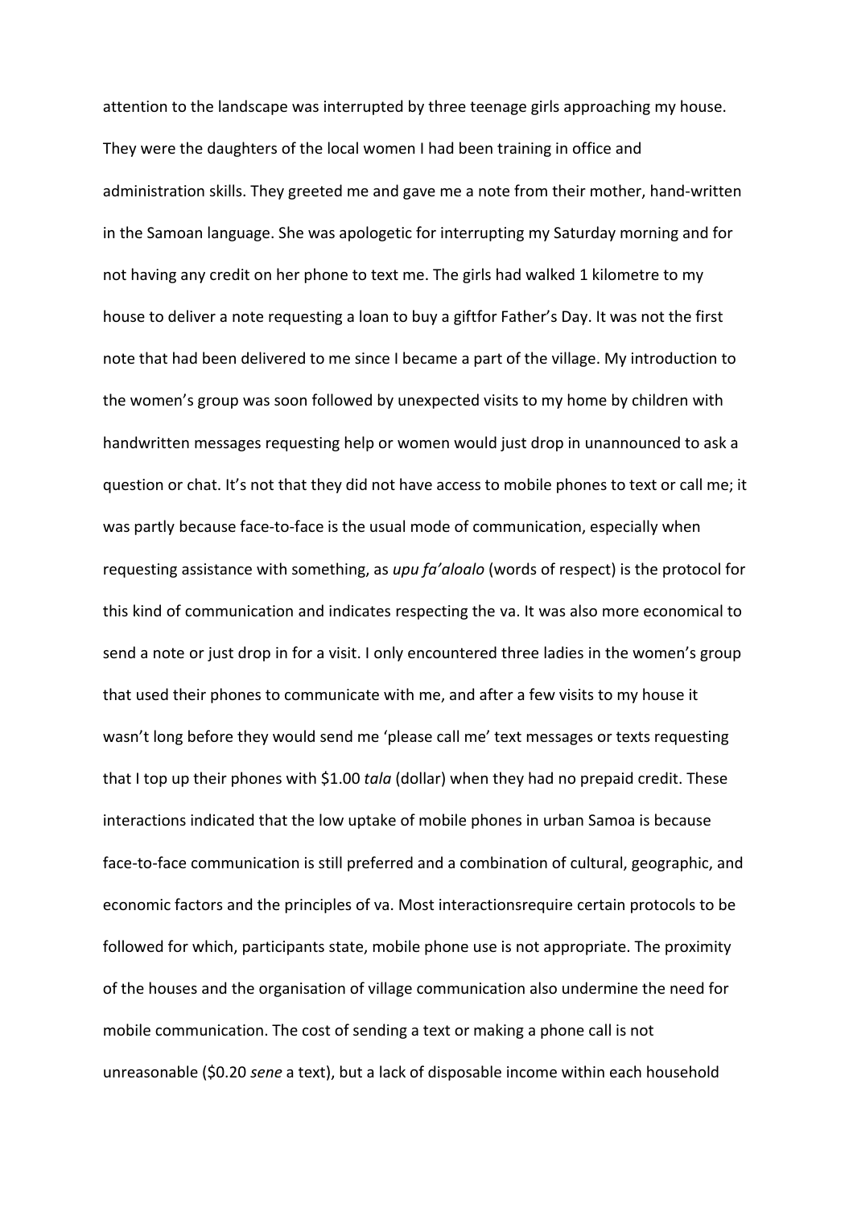attention to the landscape was interrupted by three teenage girls approaching my house. They were the daughters of the local women I had been training in office and administration skills. They greeted me and gave me a note from their mother, hand-written in the Samoan language. She was apologetic for interrupting my Saturday morning and for not having any credit on her phone to text me. The girls had walked 1 kilometre to my house to deliver a note requesting a loan to buy a giftfor Father's Day. It was not the first note that had been delivered to me since I became a part of the village. My introduction to the women's group was soon followed by unexpected visits to my home by children with handwritten messages requesting help or women would just drop in unannounced to ask a question or chat. It's not that they did not have access to mobile phones to text or call me; it was partly because face-to-face is the usual mode of communication, especially when requesting assistance with something, as *upu fa'aloalo* (words of respect) is the protocol for this kind of communication and indicates respecting the va. It was also more economical to send a note or just drop in for a visit. I only encountered three ladies in the women's group that used their phones to communicate with me, and after a few visits to my house it wasn't long before they would send me 'please call me' text messages or texts requesting that I top up their phones with $1.00 *tala* (dollar) when they had no prepaid credit. These interactions indicated that the low uptake of mobile phones in urban Samoa is because face-to-face communication is still preferred and a combination of cultural, geographic, and economic factors and the principles of va. Most interactionsrequire certain protocols to be followed for which, participants state, mobile phone use is not appropriate. The proximity of the houses and the organisation of village communication also undermine the need for mobile communication. The cost of sending a text or making a phone call is not unreasonable ($0.20 *sene* a text), but a lack of disposable income within each household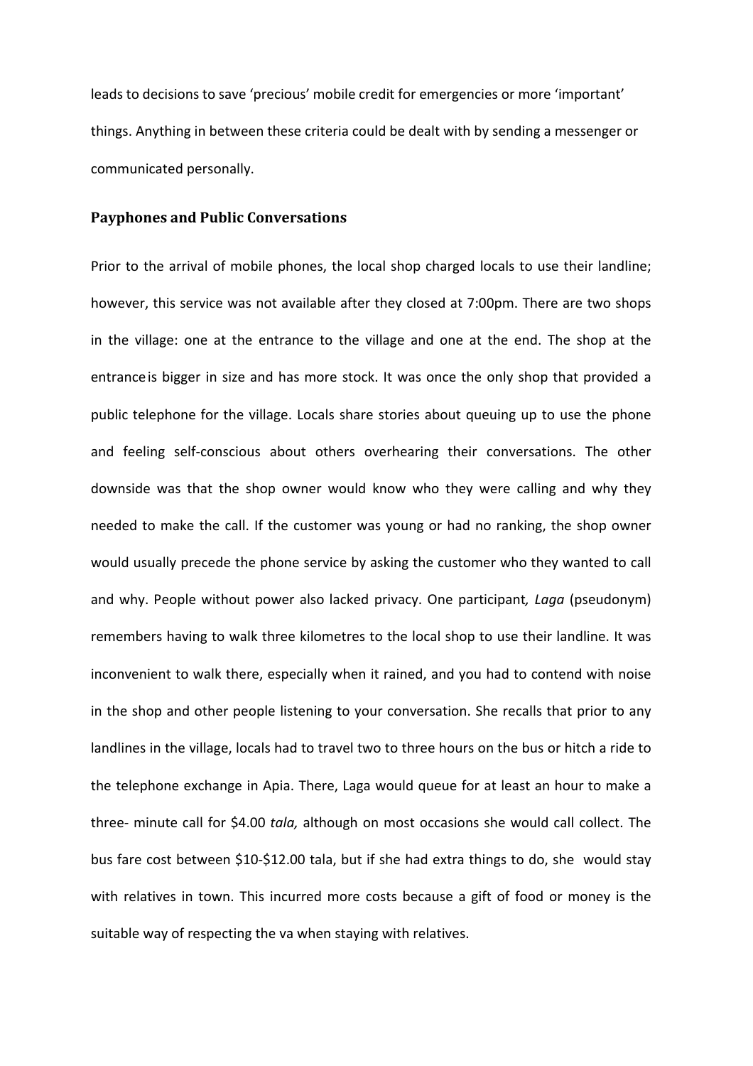leads to decisions to save 'precious' mobile credit for emergencies or more 'important' things. Anything in between these criteria could be dealt with by sending a messenger or communicated personally.

## Payphones and Public Conversations

Prior to the arrival of mobile phones, the local shop charged locals to use their landline; however, this service was not available after they closed at 7:00pm. There are two shops in the village: one at the entrance to the village and one at the end. The shop at the entrance is bigger in size and has more stock. It was once the only shop that provided a public telephone for the village. Locals share stories about queuing up to use the phone and feeling self-conscious about others overhearing their conversations. The other downside was that the shop owner would know who they were calling and why they needed to make the call. If the customer was young or had no ranking, the shop owner would usually precede the phone service by asking the customer who they wanted to call and why. People without power also lacked privacy. One participant*, Laga* (pseudonym) remembers having to walk three kilometres to the local shop to use their landline. It was inconvenient to walk there, especially when it rained, and you had to contend with noise in the shop and other people listening to your conversation. She recalls that prior to any landlines in the village, locals had to travel two to three hours on the bus or hitch a ride to the telephone exchange in Apia. There, Laga would queue for at least an hour to make a three- minute call for $4.00 *tala,* although on most occasions she would call collect. The bus fare cost between $10-$12.00 tala, but if she had extra things to do, she would stay with relatives in town. This incurred more costs because a gift of food or money is the suitable way of respecting the va when staying with relatives.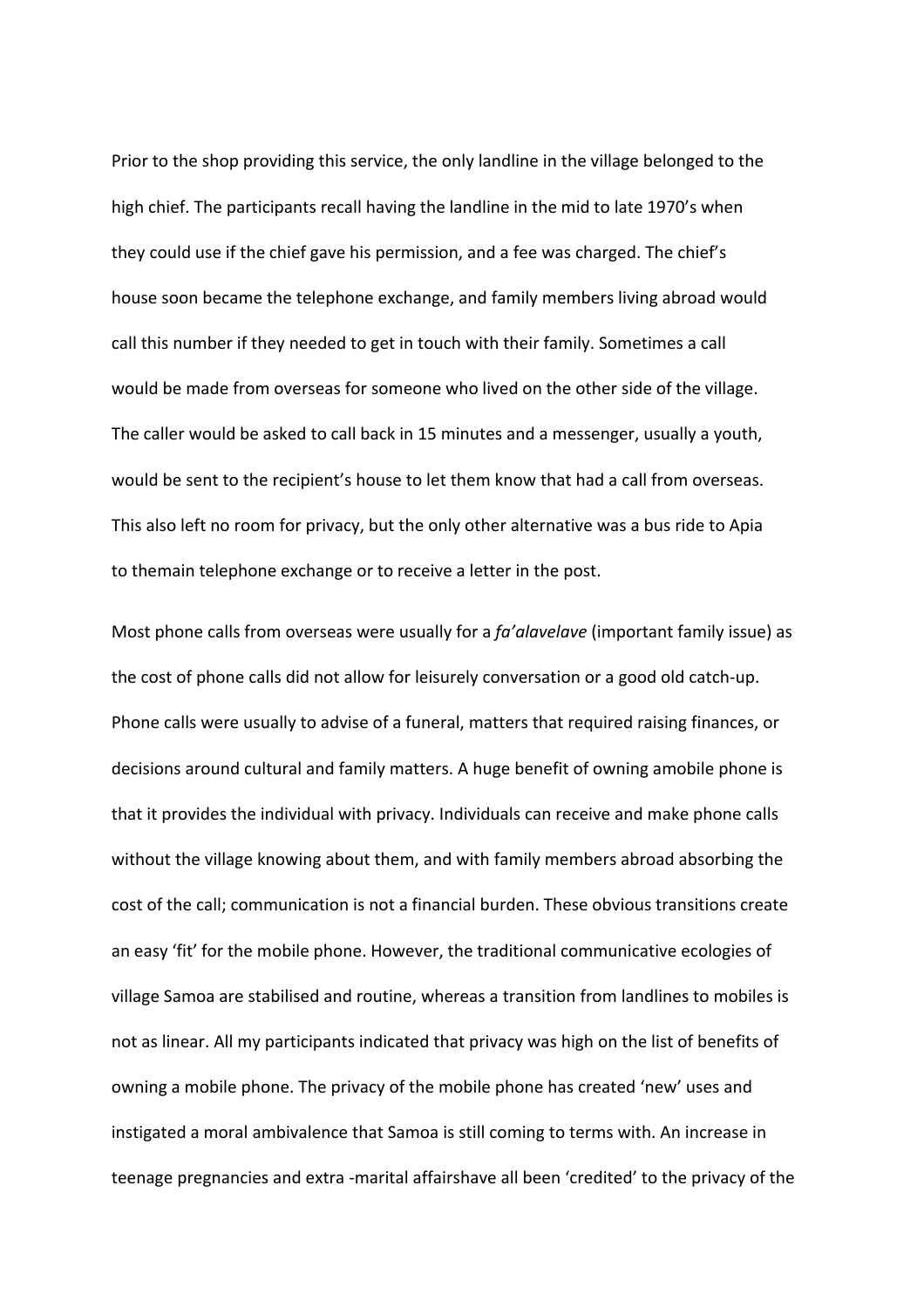Prior to the shop providing this service, the only landline in the village belonged to the high chief. The participants recall having the landline in the mid to late 1970's when they could use if the chief gave his permission, and a fee was charged. The chief's house soon became the telephone exchange, and family members living abroad would call this number if they needed to get in touch with their family. Sometimes a call would be made from overseas for someone who lived on the other side of the village. The caller would be asked to call back in 15 minutes and a messenger, usually a youth, would be sent to the recipient's house to let them know that had a call from overseas. This also left no room for privacy, but the only other alternative was a bus ride to Apia to themain telephone exchange or to receive a letter in the post.

Most phone calls from overseas were usually for a *fa'alavelave* (important family issue) as the cost of phone calls did not allow for leisurely conversation or a good old catch-up. Phone calls were usually to advise of a funeral, matters that required raising finances, or decisions around cultural and family matters. A huge benefit of owning amobile phone is that it provides the individual with privacy. Individuals can receive and make phone calls without the village knowing about them, and with family members abroad absorbing the cost of the call; communication is not a financial burden. These obvious transitions create an easy 'fit' for the mobile phone. However, the traditional communicative ecologies of village Samoa are stabilised and routine, whereas a transition from landlines to mobiles is not as linear. All my participants indicated that privacy was high on the list of benefits of owning a mobile phone. The privacy of the mobile phone has created 'new' uses and instigated a moral ambivalence that Samoa is still coming to terms with. An increase in teenage pregnancies and extra -marital affairshave all been 'credited' to the privacy of the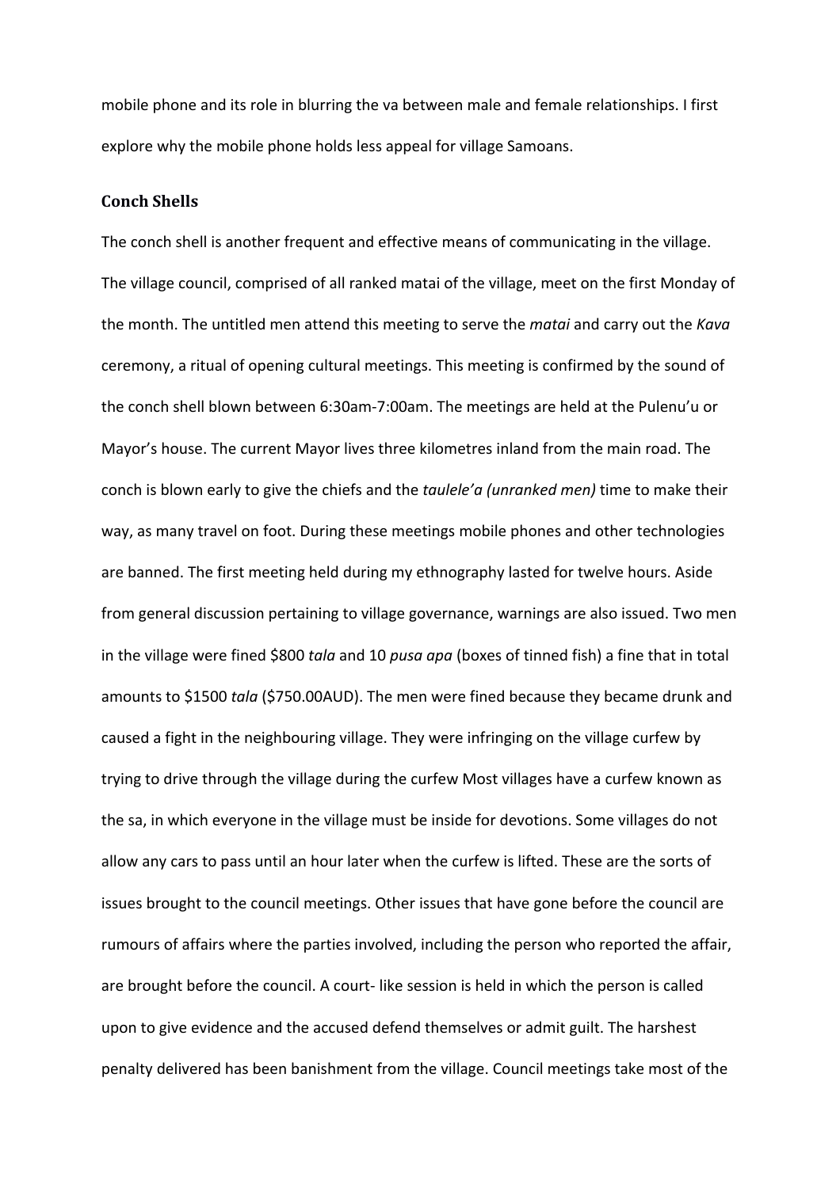mobile phone and its role in blurring the va between male and female relationships. I first explore why the mobile phone holds less appeal for village Samoans.

## Conch Shells

The conch shell is another frequent and effective means of communicating in the village. The village council, comprised of all ranked matai of the village, meet on the first Monday of the month. The untitled men attend this meeting to serve the *matai* and carry out the *Kava* ceremony, a ritual of opening cultural meetings. This meeting is confirmed by the sound of the conch shell blown between 6:30am-7:00am. The meetings are held at the Pulenu'u or Mayor's house. The current Mayor lives three kilometres inland from the main road. The conch is blown early to give the chiefs and the *taulele'a (unranked men)* time to make their way, as many travel on foot. During these meetings mobile phones and other technologies are banned. The first meeting held during my ethnography lasted for twelve hours. Aside from general discussion pertaining to village governance, warnings are also issued. Two men in the village were fined $800 *tala* and 10 *pusa apa* (boxes of tinned fish) a fine that in total amounts to $1500 *tala* ($750.00AUD). The men were fined because they became drunk and caused a fight in the neighbouring village. They were infringing on the village curfew by trying to drive through the village during the curfew Most villages have a curfew known as the sa, in which everyone in the village must be inside for devotions. Some villages do not allow any cars to pass until an hour later when the curfew is lifted. These are the sorts of issues brought to the council meetings. Other issues that have gone before the council are rumours of affairs where the parties involved, including the person who reported the affair, are brought before the council. A court- like session is held in which the person is called upon to give evidence and the accused defend themselves or admit guilt. The harshest penalty delivered has been banishment from the village. Council meetings take most of the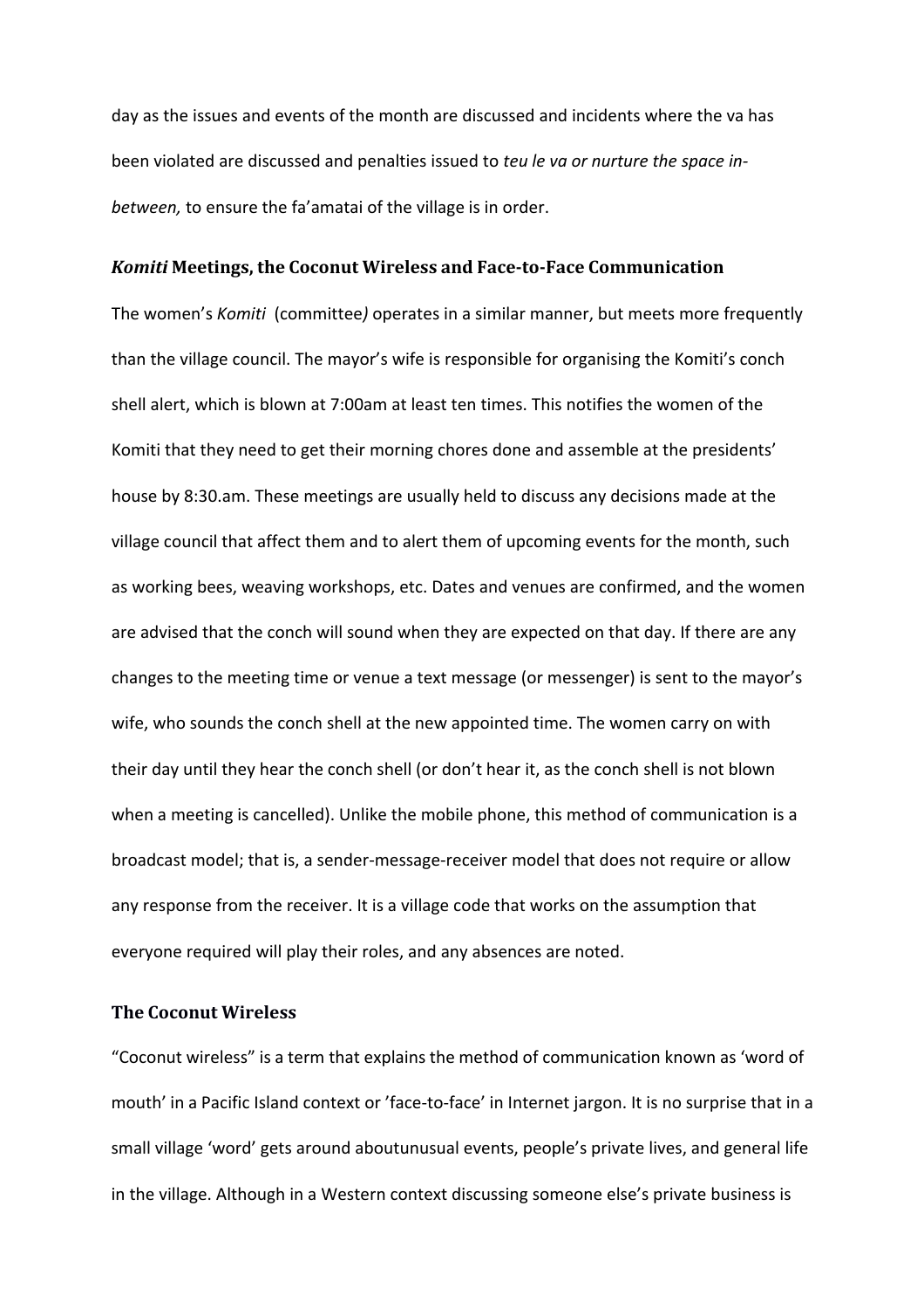day as the issues and events of the month are discussed and incidents where the va has been violated are discussed and penalties issued to *teu le va or nurture the space in-between,* to ensure the fa'amatai of the village is in order.

### ***Komiti*** **Meetings, the Coconut Wireless and Face-to-Face Communication**

The women's *Komiti* (committee*)* operates in a similar manner, but meets more frequently than the village council. The mayor's wife is responsible for organising the Komiti's conch shell alert, which is blown at 7:00am at least ten times. This notifies the women of the Komiti that they need to get their morning chores done and assemble at the presidents' house by 8:30.am. These meetings are usually held to discuss any decisions made at the village council that affect them and to alert them of upcoming events for the month, such as working bees, weaving workshops, etc. Dates and venues are confirmed, and the women are advised that the conch will sound when they are expected on that day. If there are any changes to the meeting time or venue a text message (or messenger) is sent to the mayor's wife, who sounds the conch shell at the new appointed time. The women carry on with their day until they hear the conch shell (or don't hear it, as the conch shell is not blown when a meeting is cancelled). Unlike the mobile phone, this method of communication is a broadcast model; that is, a sender-message-receiver model that does not require or allow any response from the receiver. It is a village code that works on the assumption that everyone required will play their roles, and any absences are noted.

### **The Coconut Wireless**

"Coconut wireless" is a term that explains the method of communication known as 'word of mouth' in a Pacific Island context or 'face-to-face' in Internet jargon. It is no surprise that in a small village 'word' gets around aboutunusual events, people's private lives, and general life in the village. Although in a Western context discussing someone else's private business is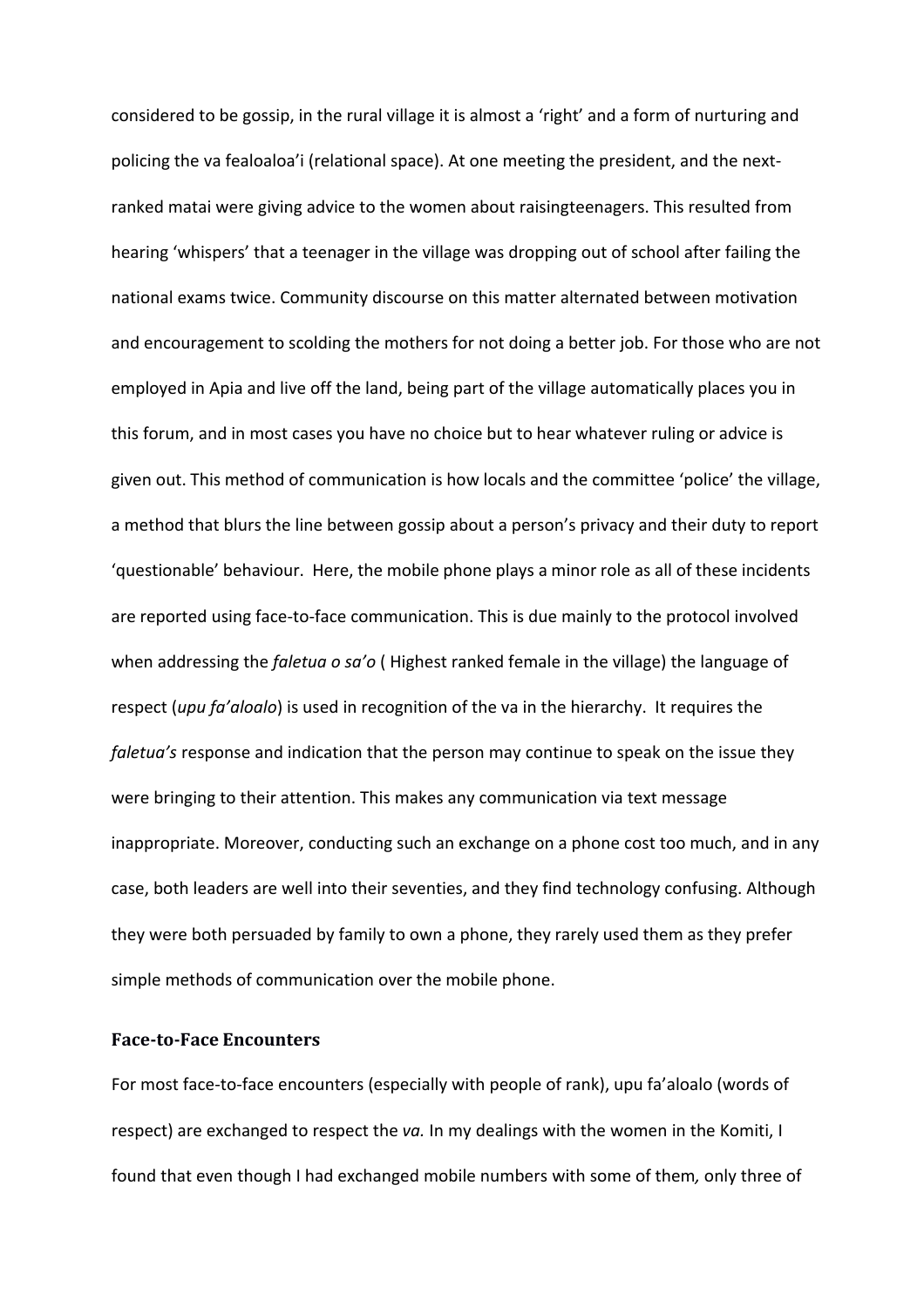considered to be gossip, in the rural village it is almost a 'right' and a form of nurturing and policing the va fealoaloa'i (relational space). At one meeting the president, and the next-ranked matai were giving advice to the women about raisingteenagers. This resulted from hearing 'whispers' that a teenager in the village was dropping out of school after failing the national exams twice. Community discourse on this matter alternated between motivation and encouragement to scolding the mothers for not doing a better job. For those who are not employed in Apia and live off the land, being part of the village automatically places you in this forum, and in most cases you have no choice but to hear whatever ruling or advice is given out. This method of communication is how locals and the committee 'police' the village, a method that blurs the line between gossip about a person's privacy and their duty to report 'questionable' behaviour. Here, the mobile phone plays a minor role as all of these incidents are reported using face-to-face communication. This is due mainly to the protocol involved when addressing the *faletua o sa'o* ( Highest ranked female in the village) the language of respect (*upu fa'aloalo*) is used in recognition of the va in the hierarchy. It requires the *faletua's* response and indication that the person may continue to speak on the issue they were bringing to their attention. This makes any communication via text message inappropriate. Moreover, conducting such an exchange on a phone cost too much, and in any case, both leaders are well into their seventies, and they find technology confusing. Although they were both persuaded by family to own a phone, they rarely used them as they prefer simple methods of communication over the mobile phone.

### Face-to-Face Encounters

For most face-to-face encounters (especially with people of rank), upu fa'aloalo (words of respect) are exchanged to respect the *va.* In my dealings with the women in the Komiti, I found that even though I had exchanged mobile numbers with some of them, only three of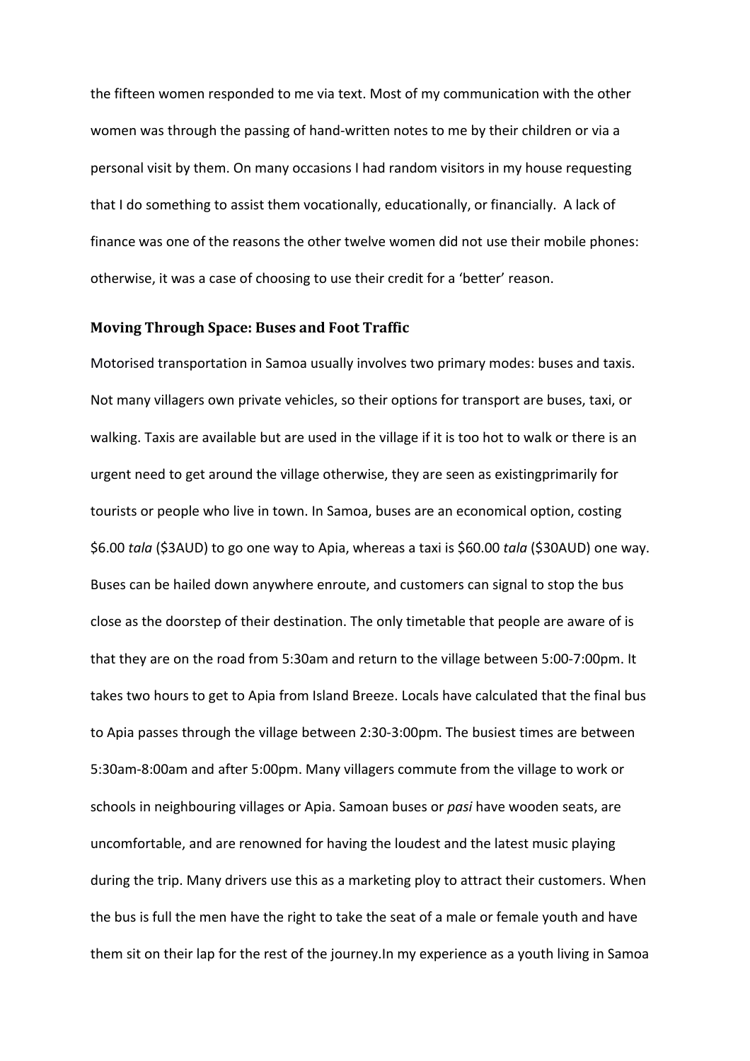the fifteen women responded to me via text. Most of my communication with the other women was through the passing of hand-written notes to me by their children or via a personal visit by them. On many occasions I had random visitors in my house requesting that I do something to assist them vocationally, educationally, or financially. A lack of finance was one of the reasons the other twelve women did not use their mobile phones: otherwise, it was a case of choosing to use their credit for a 'better' reason.

### Moving Through Space: Buses and Foot Traffic

Motorised transportation in Samoa usually involves two primary modes: buses and taxis. Not many villagers own private vehicles, so their options for transport are buses, taxi, or walking. Taxis are available but are used in the village if it is too hot to walk or there is an urgent need to get around the village otherwise, they are seen as existingprimarily for tourists or people who live in town. In Samoa, buses are an economical option, costing $6.00 *tala* ($3AUD) to go one way to Apia, whereas a taxi is $60.00 *tala* ($30AUD) one way. Buses can be hailed down anywhere enroute, and customers can signal to stop the bus close as the doorstep of their destination. The only timetable that people are aware of is that they are on the road from 5:30am and return to the village between 5:00-7:00pm. It takes two hours to get to Apia from Island Breeze. Locals have calculated that the final bus to Apia passes through the village between 2:30-3:00pm. The busiest times are between 5:30am-8:00am and after 5:00pm. Many villagers commute from the village to work or schools in neighbouring villages or Apia. Samoan buses or *pasi* have wooden seats, are uncomfortable, and are renowned for having the loudest and the latest music playing during the trip. Many drivers use this as a marketing ploy to attract their customers. When the bus is full the men have the right to take the seat of a male or female youth and have them sit on their lap for the rest of the journey.In my experience as a youth living in Samoa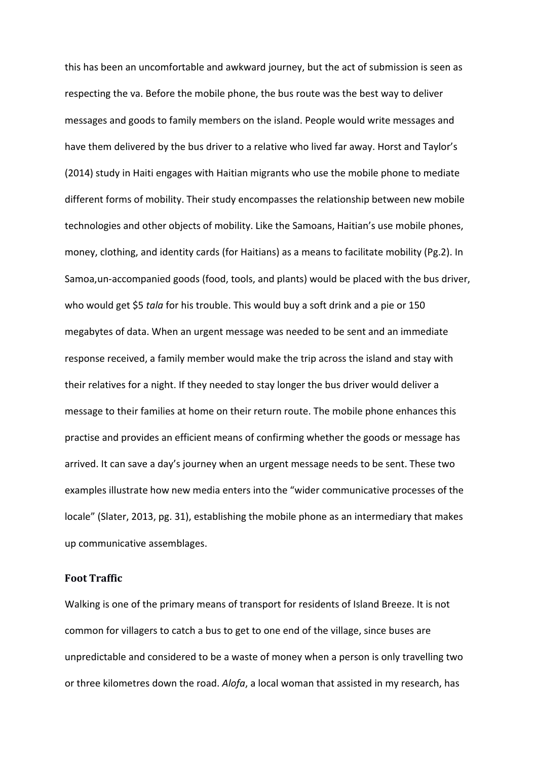this has been an uncomfortable and awkward journey, but the act of submission is seen as respecting the va. Before the mobile phone, the bus route was the best way to deliver messages and goods to family members on the island. People would write messages and have them delivered by the bus driver to a relative who lived far away. Horst and Taylor's (2014) study in Haiti engages with Haitian migrants who use the mobile phone to mediate different forms of mobility. Their study encompasses the relationship between new mobile technologies and other objects of mobility. Like the Samoans, Haitian's use mobile phones, money, clothing, and identity cards (for Haitians) as a means to facilitate mobility (Pg.2). In Samoa,un-accompanied goods (food, tools, and plants) would be placed with the bus driver, who would get $5 *tala* for his trouble. This would buy a soft drink and a pie or 150 megabytes of data. When an urgent message was needed to be sent and an immediate response received, a family member would make the trip across the island and stay with their relatives for a night. If they needed to stay longer the bus driver would deliver a message to their families at home on their return route. The mobile phone enhances this practise and provides an efficient means of confirming whether the goods or message has arrived. It can save a day's journey when an urgent message needs to be sent. These two examples illustrate how new media enters into the "wider communicative processes of the locale" (Slater, 2013, pg. 31), establishing the mobile phone as an intermediary that makes up communicative assemblages.

### Foot Traffic

Walking is one of the primary means of transport for residents of Island Breeze. It is not common for villagers to catch a bus to get to one end of the village, since buses are unpredictable and considered to be a waste of money when a person is only travelling two or three kilometres down the road. *Alofa*, a local woman that assisted in my research, has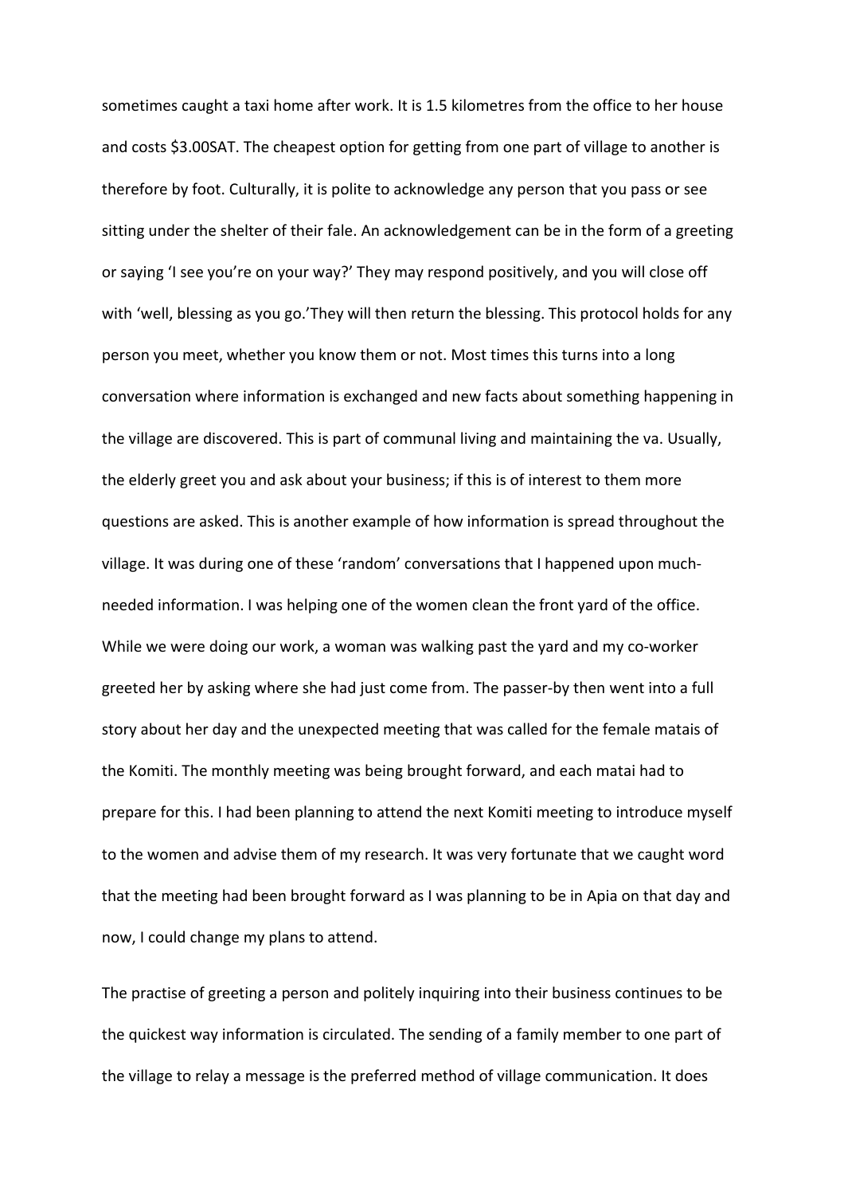sometimes caught a taxi home after work. It is 1.5 kilometres from the office to her house and costs $3.00SAT. The cheapest option for getting from one part of village to another is therefore by foot. Culturally, it is polite to acknowledge any person that you pass or see sitting under the shelter of their fale. An acknowledgement can be in the form of a greeting or saying 'I see you're on your way?' They may respond positively, and you will close off with 'well, blessing as you go.'They will then return the blessing. This protocol holds for any person you meet, whether you know them or not. Most times this turns into a long conversation where information is exchanged and new facts about something happening in the village are discovered. This is part of communal living and maintaining the va. Usually, the elderly greet you and ask about your business; if this is of interest to them more questions are asked. This is another example of how information is spread throughout the village. It was during one of these 'random' conversations that I happened upon much-needed information. I was helping one of the women clean the front yard of the office. While we were doing our work, a woman was walking past the yard and my co-worker greeted her by asking where she had just come from. The passer-by then went into a full story about her day and the unexpected meeting that was called for the female matais of the Komiti. The monthly meeting was being brought forward, and each matai had to prepare for this. I had been planning to attend the next Komiti meeting to introduce myself to the women and advise them of my research. It was very fortunate that we caught word that the meeting had been brought forward as I was planning to be in Apia on that day and now, I could change my plans to attend.

The practise of greeting a person and politely inquiring into their business continues to be the quickest way information is circulated. The sending of a family member to one part of the village to relay a message is the preferred method of village communication. It does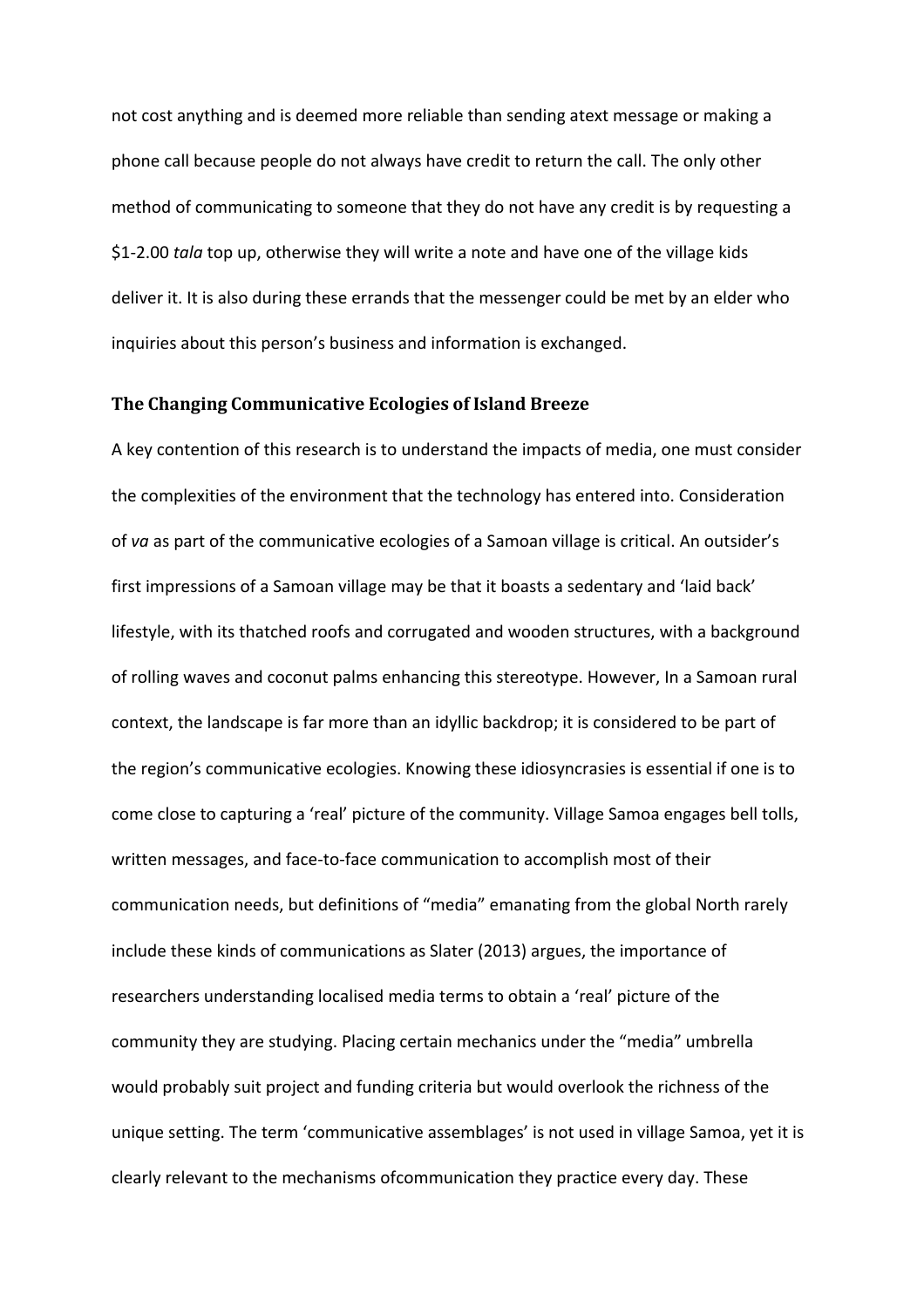not cost anything and is deemed more reliable than sending atext message or making a phone call because people do not always have credit to return the call. The only other method of communicating to someone that they do not have any credit is by requesting a $1-2.00 *tala* top up, otherwise they will write a note and have one of the village kids deliver it. It is also during these errands that the messenger could be met by an elder who inquiries about this person's business and information is exchanged.

### The Changing Communicative Ecologies of Island Breeze

A key contention of this research is to understand the impacts of media, one must consider the complexities of the environment that the technology has entered into. Consideration of *va* as part of the communicative ecologies of a Samoan village is critical. An outsider's first impressions of a Samoan village may be that it boasts a sedentary and 'laid back' lifestyle, with its thatched roofs and corrugated and wooden structures, with a background of rolling waves and coconut palms enhancing this stereotype. However, In a Samoan rural context, the landscape is far more than an idyllic backdrop; it is considered to be part of the region's communicative ecologies. Knowing these idiosyncrasies is essential if one is to come close to capturing a 'real' picture of the community. Village Samoa engages bell tolls, written messages, and face-to-face communication to accomplish most of their communication needs, but definitions of "media" emanating from the global North rarely include these kinds of communications as Slater (2013) argues, the importance of researchers understanding localised media terms to obtain a 'real' picture of the community they are studying. Placing certain mechanics under the "media" umbrella would probably suit project and funding criteria but would overlook the richness of the unique setting. The term 'communicative assemblages' is not used in village Samoa, yet it is clearly relevant to the mechanisms ofcommunication they practice every day. These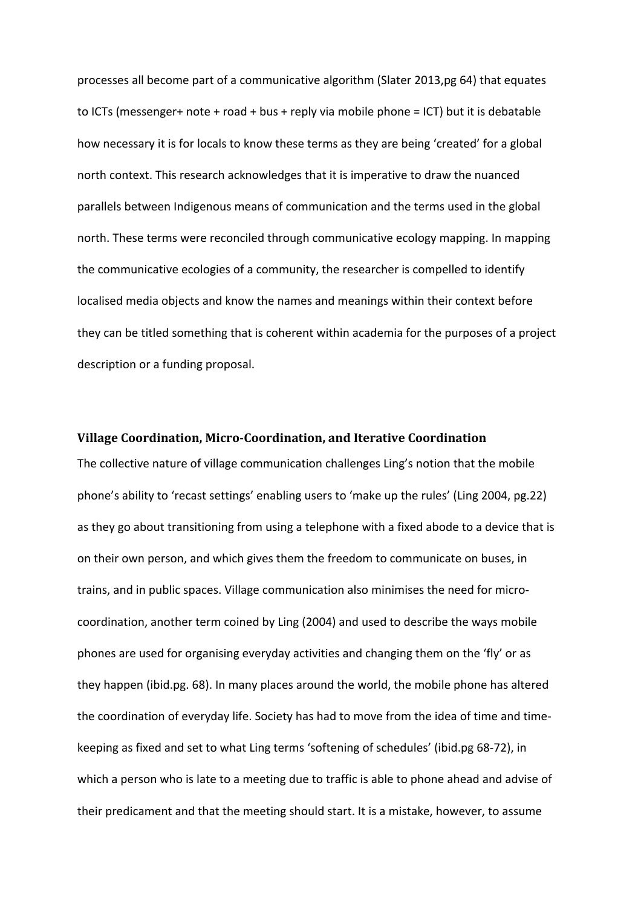processes all become part of a communicative algorithm (Slater 2013,pg 64) that equates to ICTs (messenger+ note + road + bus + reply via mobile phone = ICT) but it is debatable how necessary it is for locals to know these terms as they are being 'created' for a global north context. This research acknowledges that it is imperative to draw the nuanced parallels between Indigenous means of communication and the terms used in the global north. These terms were reconciled through communicative ecology mapping. In mapping the communicative ecologies of a community, the researcher is compelled to identify localised media objects and know the names and meanings within their context before they can be titled something that is coherent within academia for the purposes of a project description or a funding proposal.

### Village Coordination, Micro-Coordination, and Iterative Coordination

The collective nature of village communication challenges Ling's notion that the mobile phone's ability to 'recast settings' enabling users to 'make up the rules' (Ling 2004, pg.22) as they go about transitioning from using a telephone with a fixed abode to a device that is on their own person, and which gives them the freedom to communicate on buses, in trains, and in public spaces. Village communication also minimises the need for micro-coordination, another term coined by Ling (2004) and used to describe the ways mobile phones are used for organising everyday activities and changing them on the 'fly' or as they happen (ibid.pg. 68). In many places around the world, the mobile phone has altered the coordination of everyday life. Society has had to move from the idea of time and time-keeping as fixed and set to what Ling terms 'softening of schedules' (ibid.pg 68-72), in which a person who is late to a meeting due to traffic is able to phone ahead and advise of their predicament and that the meeting should start. It is a mistake, however, to assume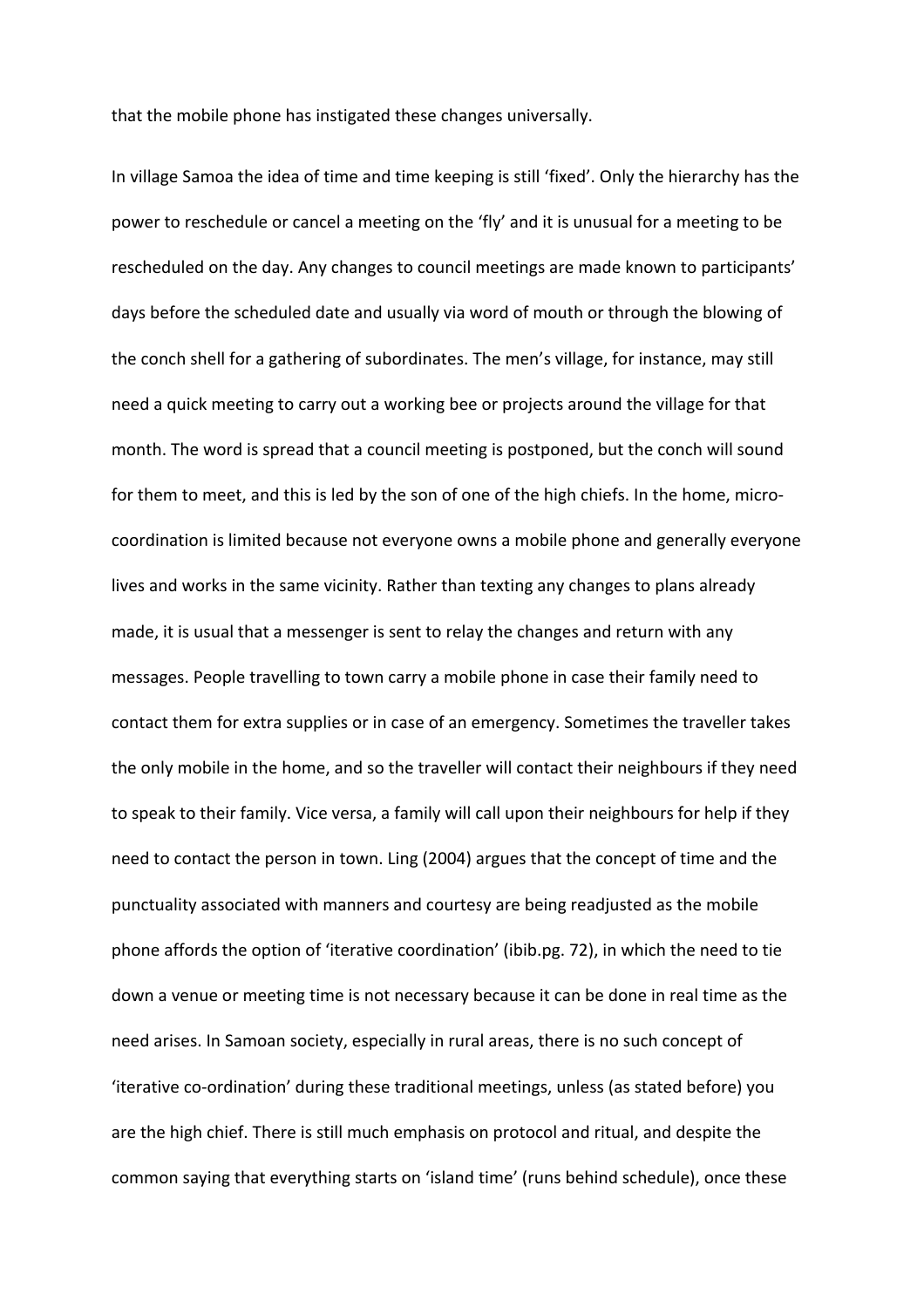that the mobile phone has instigated these changes universally.

In village Samoa the idea of time and time keeping is still 'fixed'. Only the hierarchy has the power to reschedule or cancel a meeting on the 'fly' and it is unusual for a meeting to be rescheduled on the day. Any changes to council meetings are made known to participants' days before the scheduled date and usually via word of mouth or through the blowing of the conch shell for a gathering of subordinates. The men's village, for instance, may still need a quick meeting to carry out a working bee or projects around the village for that month. The word is spread that a council meeting is postponed, but the conch will sound for them to meet, and this is led by the son of one of the high chiefs. In the home, micro-coordination is limited because not everyone owns a mobile phone and generally everyone lives and works in the same vicinity. Rather than texting any changes to plans already made, it is usual that a messenger is sent to relay the changes and return with any messages. People travelling to town carry a mobile phone in case their family need to contact them for extra supplies or in case of an emergency. Sometimes the traveller takes the only mobile in the home, and so the traveller will contact their neighbours if they need to speak to their family. Vice versa, a family will call upon their neighbours for help if they need to contact the person in town. Ling (2004) argues that the concept of time and the punctuality associated with manners and courtesy are being readjusted as the mobile phone affords the option of 'iterative coordination' (ibib.pg. 72), in which the need to tie down a venue or meeting time is not necessary because it can be done in real time as the need arises. In Samoan society, especially in rural areas, there is no such concept of 'iterative co-ordination' during these traditional meetings, unless (as stated before) you are the high chief. There is still much emphasis on protocol and ritual, and despite the common saying that everything starts on 'island time' (runs behind schedule), once these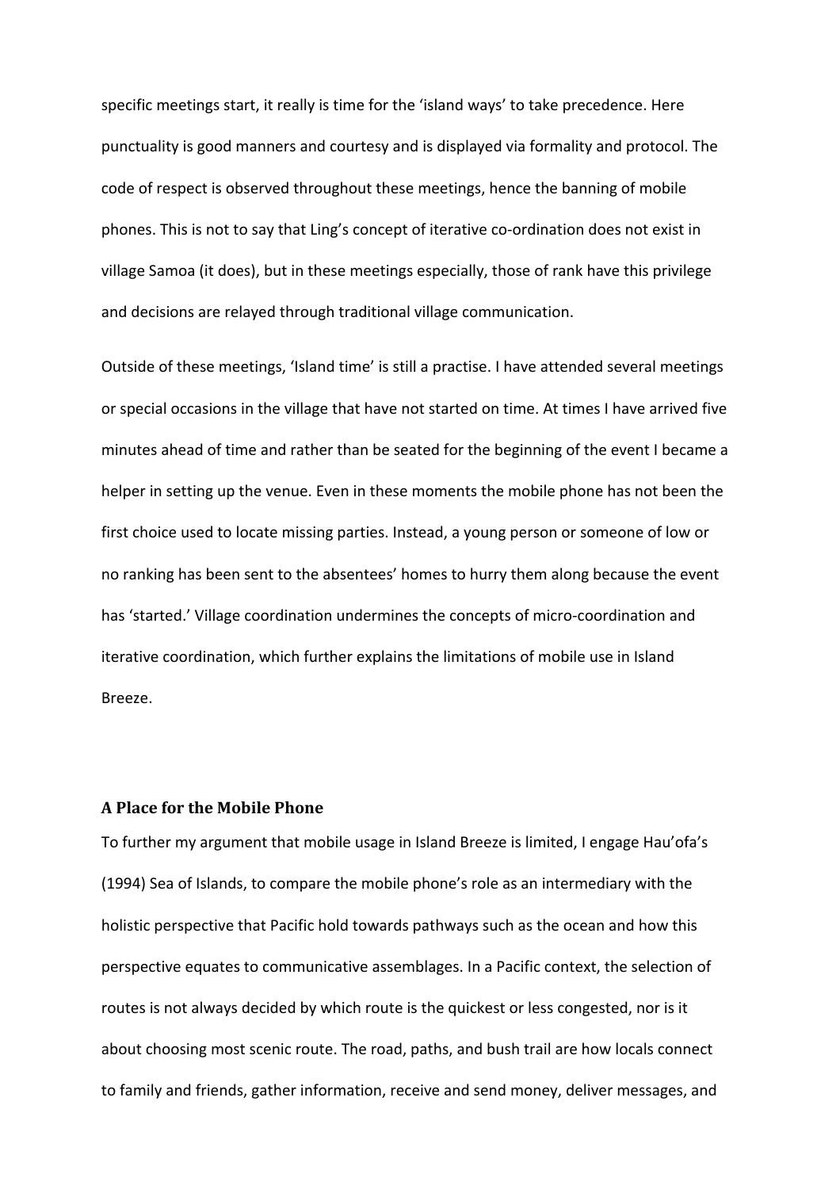specific meetings start, it really is time for the 'island ways' to take precedence. Here punctuality is good manners and courtesy and is displayed via formality and protocol. The code of respect is observed throughout these meetings, hence the banning of mobile phones. This is not to say that Ling's concept of iterative co-ordination does not exist in village Samoa (it does), but in these meetings especially, those of rank have this privilege and decisions are relayed through traditional village communication.

Outside of these meetings, 'Island time' is still a practise. I have attended several meetings or special occasions in the village that have not started on time. At times I have arrived five minutes ahead of time and rather than be seated for the beginning of the event I became a helper in setting up the venue. Even in these moments the mobile phone has not been the first choice used to locate missing parties. Instead, a young person or someone of low or no ranking has been sent to the absentees' homes to hurry them along because the event has 'started.' Village coordination undermines the concepts of micro-coordination and iterative coordination, which further explains the limitations of mobile use in Island Breeze.

### A Place for the Mobile Phone

To further my argument that mobile usage in Island Breeze is limited, I engage Hau'ofa's (1994) Sea of Islands, to compare the mobile phone's role as an intermediary with the holistic perspective that Pacific hold towards pathways such as the ocean and how this perspective equates to communicative assemblages. In a Pacific context, the selection of routes is not always decided by which route is the quickest or less congested, nor is it about choosing most scenic route. The road, paths, and bush trail are how locals connect to family and friends, gather information, receive and send money, deliver messages, and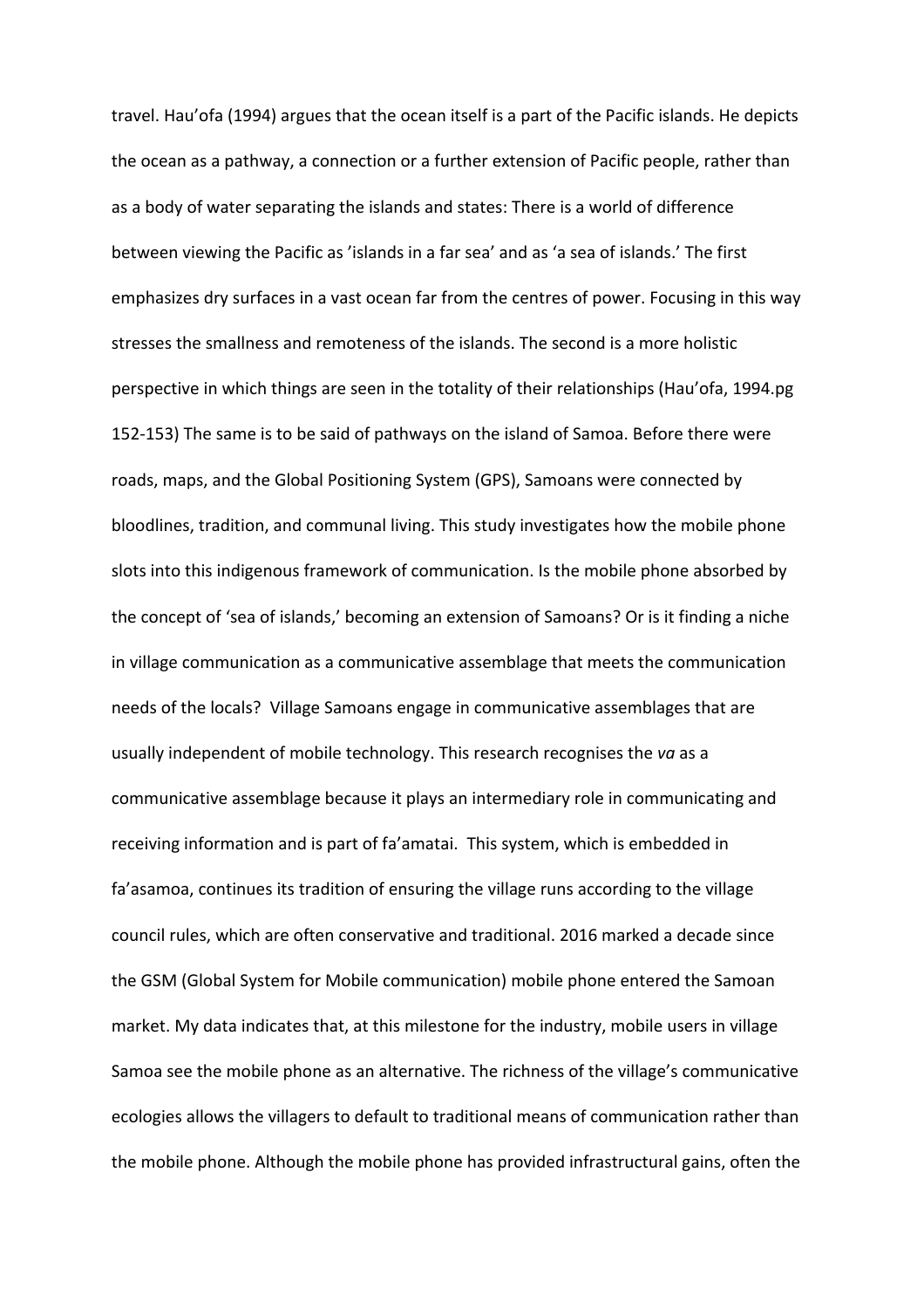travel. Hau'ofa (1994) argues that the ocean itself is a part of the Pacific islands. He depicts the ocean as a pathway, a connection or a further extension of Pacific people, rather than as a body of water separating the islands and states: There is a world of difference between viewing the Pacific as 'islands in a far sea' and as 'a sea of islands.' The first emphasizes dry surfaces in a vast ocean far from the centres of power. Focusing in this way stresses the smallness and remoteness of the islands. The second is a more holistic perspective in which things are seen in the totality of their relationships (Hau'ofa, 1994.pg 152-153) The same is to be said of pathways on the island of Samoa. Before there were roads, maps, and the Global Positioning System (GPS), Samoans were connected by bloodlines, tradition, and communal living. This study investigates how the mobile phone slots into this indigenous framework of communication. Is the mobile phone absorbed by the concept of 'sea of islands,' becoming an extension of Samoans? Or is it finding a niche in village communication as a communicative assemblage that meets the communication needs of the locals? Village Samoans engage in communicative assemblages that are usually independent of mobile technology. This research recognises the *va* as a communicative assemblage because it plays an intermediary role in communicating and receiving information and is part of fa'amatai. This system, which is embedded in fa'asamoa, continues its tradition of ensuring the village runs according to the village council rules, which are often conservative and traditional. 2016 marked a decade since the GSM (Global System for Mobile communication) mobile phone entered the Samoan market. My data indicates that, at this milestone for the industry, mobile users in village Samoa see the mobile phone as an alternative. The richness of the village's communicative ecologies allows the villagers to default to traditional means of communication rather than the mobile phone. Although the mobile phone has provided infrastructural gains, often the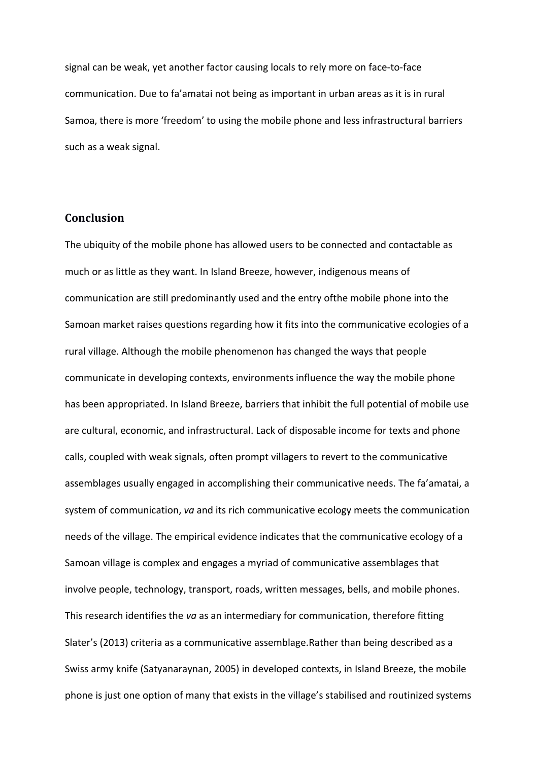signal can be weak, yet another factor causing locals to rely more on face-to-face communication. Due to fa'amatai not being as important in urban areas as it is in rural Samoa, there is more 'freedom' to using the mobile phone and less infrastructural barriers such as a weak signal.

## Conclusion

The ubiquity of the mobile phone has allowed users to be connected and contactable as much or as little as they want. In Island Breeze, however, indigenous means of communication are still predominantly used and the entry ofthe mobile phone into the Samoan market raises questions regarding how it fits into the communicative ecologies of a rural village. Although the mobile phenomenon has changed the ways that people communicate in developing contexts, environments influence the way the mobile phone has been appropriated. In Island Breeze, barriers that inhibit the full potential of mobile use are cultural, economic, and infrastructural. Lack of disposable income for texts and phone calls, coupled with weak signals, often prompt villagers to revert to the communicative assemblages usually engaged in accomplishing their communicative needs. The fa'amatai, a system of communication, *va* and its rich communicative ecology meets the communication needs of the village. The empirical evidence indicates that the communicative ecology of a Samoan village is complex and engages a myriad of communicative assemblages that involve people, technology, transport, roads, written messages, bells, and mobile phones. This research identifies the *va* as an intermediary for communication, therefore fitting Slater's (2013) criteria as a communicative assemblage.Rather than being described as a Swiss army knife (Satyanaraynan, 2005) in developed contexts, in Island Breeze, the mobile phone is just one option of many that exists in the village's stabilised and routinized systems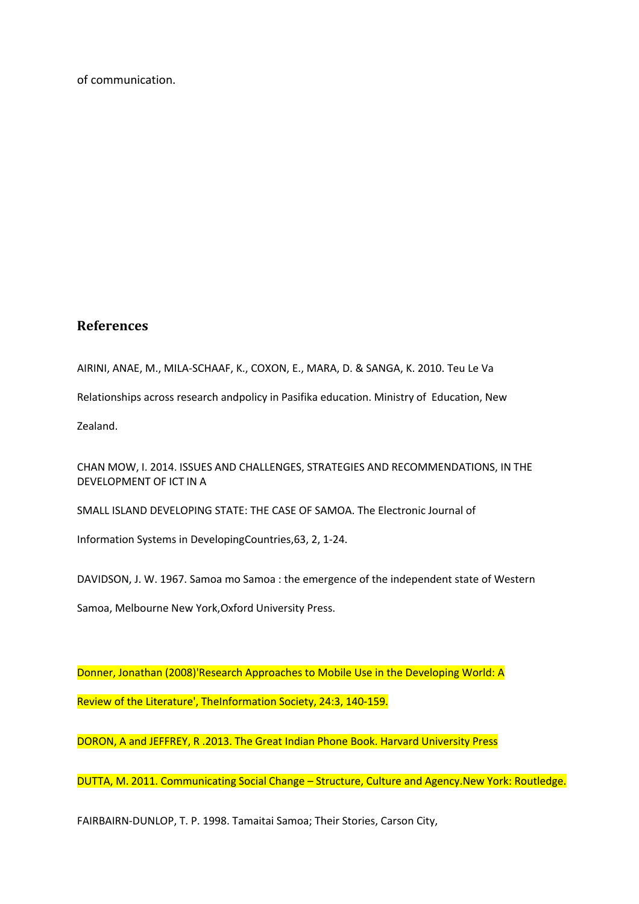of communication.

## References

AIRINI, ANAE, M., MILA-SCHAAF, K., COXON, E., MARA, D. & SANGA, K. 2010. Teu Le Va Relationships across research andpolicy in Pasifika education. Ministry of Education, New Zealand.

CHAN MOW, I. 2014. ISSUES AND CHALLENGES, STRATEGIES AND RECOMMENDATIONS, IN THE DEVELOPMENT OF ICT IN A SMALL ISLAND DEVELOPING STATE: THE CASE OF SAMOA. The Electronic Journal of Information Systems in DevelopingCountries,63, 2, 1-24.

DAVIDSON, J. W. 1967. Samoa mo Samoa : the emergence of the independent state of Western Samoa, Melbourne New York,Oxford University Press.

Donner, Jonathan (2008)'Research Approaches to Mobile Use in the Developing World: A Review of the Literature', TheInformation Society, 24:3, 140-159.

DORON, A and JEFFREY, R .2013. The Great Indian Phone Book. Harvard University Press

DUTTA, M. 2011. Communicating Social Change – Structure, Culture and Agency.New York: Routledge.

FAIRBAIRN-DUNLOP, T. P. 1998. Tamaitai Samoa; Their Stories, Carson City,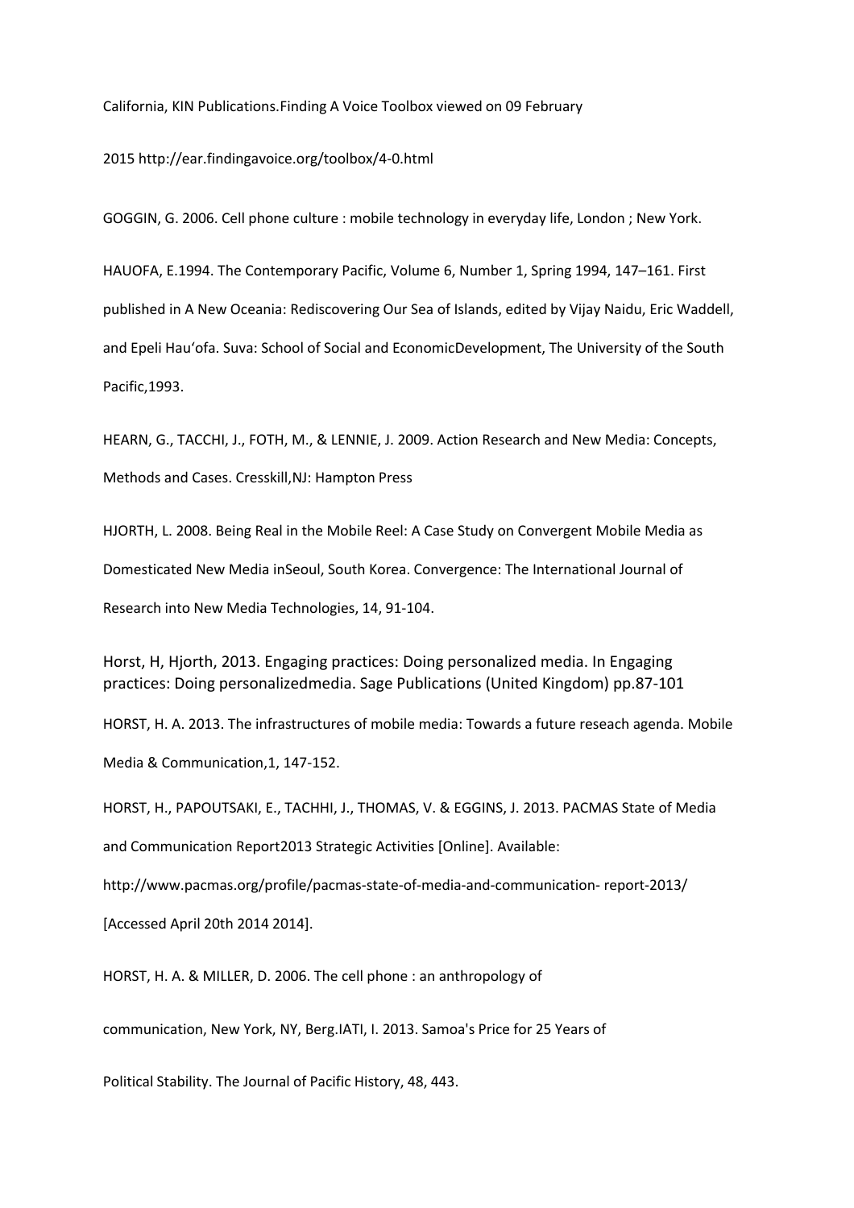California, KIN Publications.Finding A Voice Toolbox viewed on 09 February

2015 http://ear.findingavoice.org/toolbox/4-0.html

GOGGIN, G. 2006. Cell phone culture : mobile technology in everyday life, London ; New York.

HAUOFA, E.1994. The Contemporary Pacific, Volume 6, Number 1, Spring 1994, 147–161. First published in A New Oceania: Rediscovering Our Sea of Islands, edited by Vijay Naidu, Eric Waddell, and Epeli Hauʻofa. Suva: School of Social and EconomicDevelopment, The University of the South Pacific,1993.

HEARN, G., TACCHI, J., FOTH, M., & LENNIE, J. 2009. Action Research and New Media: Concepts, Methods and Cases. Cresskill,NJ: Hampton Press

HJORTH, L. 2008. Being Real in the Mobile Reel: A Case Study on Convergent Mobile Media as Domesticated New Media inSeoul, South Korea. Convergence: The International Journal of Research into New Media Technologies, 14, 91-104.

Horst, H, Hjorth, 2013. Engaging practices: Doing personalized media. In Engaging practices: Doing personalizedmedia. Sage Publications (United Kingdom) pp.87-101

HORST, H. A. 2013. The infrastructures of mobile media: Towards a future reseach agenda. Mobile Media & Communication,1, 147-152.

HORST, H., PAPOUTSAKI, E., TACHHI, J., THOMAS, V. & EGGINS, J. 2013. PACMAS State of Media and Communication Report2013 Strategic Activities [Online]. Available: http://www.pacmas.org/profile/pacmas-state-of-media-and-communication- report-2013/ [Accessed April 20th 2014 2014].

HORST, H. A. & MILLER, D. 2006. The cell phone : an anthropology of

communication, New York, NY, Berg.IATI, I. 2013. Samoa's Price for 25 Years of

Political Stability. The Journal of Pacific History, 48, 443.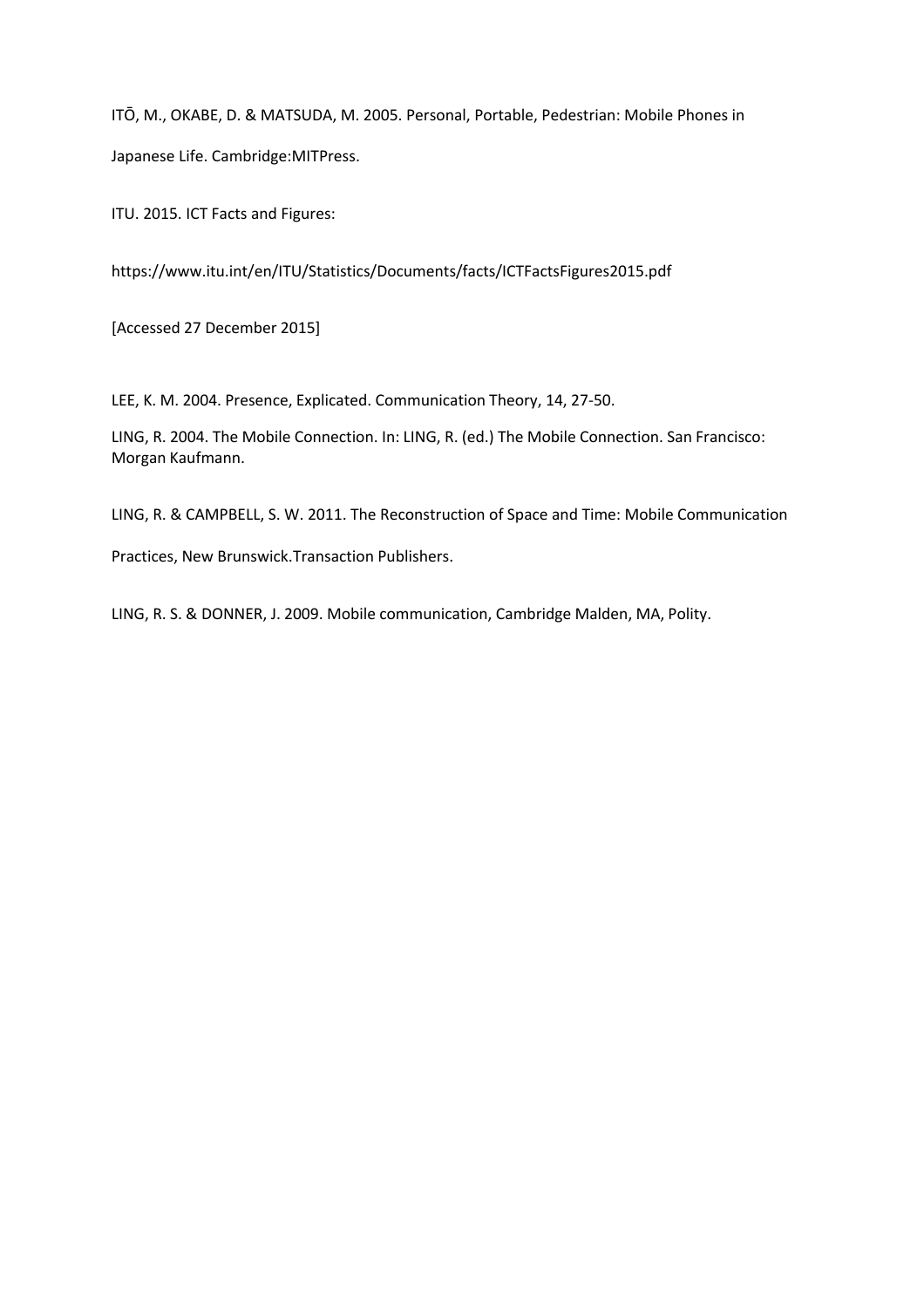ITŌ, M., OKABE, D. & MATSUDA, M. 2005. Personal, Portable, Pedestrian: Mobile Phones in Japanese Life. Cambridge:MITPress.

ITU. 2015. ICT Facts and Figures:

https://www.itu.int/en/ITU/Statistics/Documents/facts/ICTFactsFigures2015.pdf

[Accessed 27 December 2015]

LEE, K. M. 2004. Presence, Explicated. Communication Theory, 14, 27-50.

LING, R. 2004. The Mobile Connection. In: LING, R. (ed.) The Mobile Connection. San Francisco: Morgan Kaufmann.

LING, R. & CAMPBELL, S. W. 2011. The Reconstruction of Space and Time: Mobile Communication Practices, New Brunswick.Transaction Publishers.

LING, R. S. & DONNER, J. 2009. Mobile communication, Cambridge Malden, MA, Polity.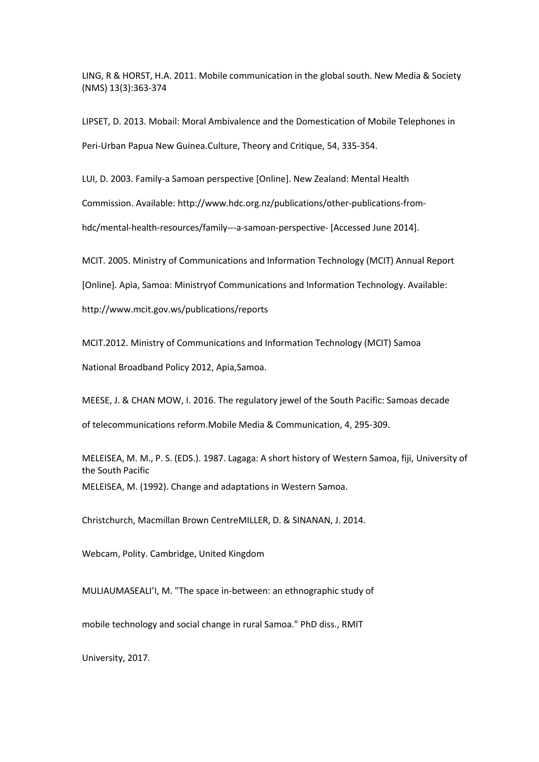LING, R & HORST, H.A. 2011. Mobile communication in the global south. New Media & Society (NMS) 13(3):363-374

LIPSET, D. 2013. Mobail: Moral Ambivalence and the Domestication of Mobile Telephones in Peri-Urban Papua New Guinea.Culture, Theory and Critique, 54, 335-354.

LUI, D. 2003. Family-a Samoan perspective [Online]. New Zealand: Mental Health Commission. Available: http://www.hdc.org.nz/publications/other-publications-from-hdc/mental-health-resources/family---a-samoan-perspective- [Accessed June 2014].

MCIT. 2005. Ministry of Communications and Information Technology (MCIT) Annual Report [Online]. Apia, Samoa: Ministryof Communications and Information Technology. Available: http://www.mcit.gov.ws/publications/reports

MCIT.2012. Ministry of Communications and Information Technology (MCIT) Samoa National Broadband Policy 2012, Apia,Samoa.

MEESE, J. & CHAN MOW, I. 2016. The regulatory jewel of the South Pacific: Samoas decade of telecommunications reform.Mobile Media & Communication, 4, 295-309.

MELEISEA, M. M., P. S. (EDS.). 1987. Lagaga: A short history of Western Samoa, fiji, University of the South Pacific

MELEISEA, M. (1992). Change and adaptations in Western Samoa.

Christchurch, Macmillan Brown CentreMILLER, D. & SINANAN, J. 2014.

Webcam, Polity. Cambridge, United Kingdom

MULIAUMASEALI'I, M. "The space in-between: an ethnographic study of mobile technology and social change in rural Samoa." PhD diss., RMIT University, 2017.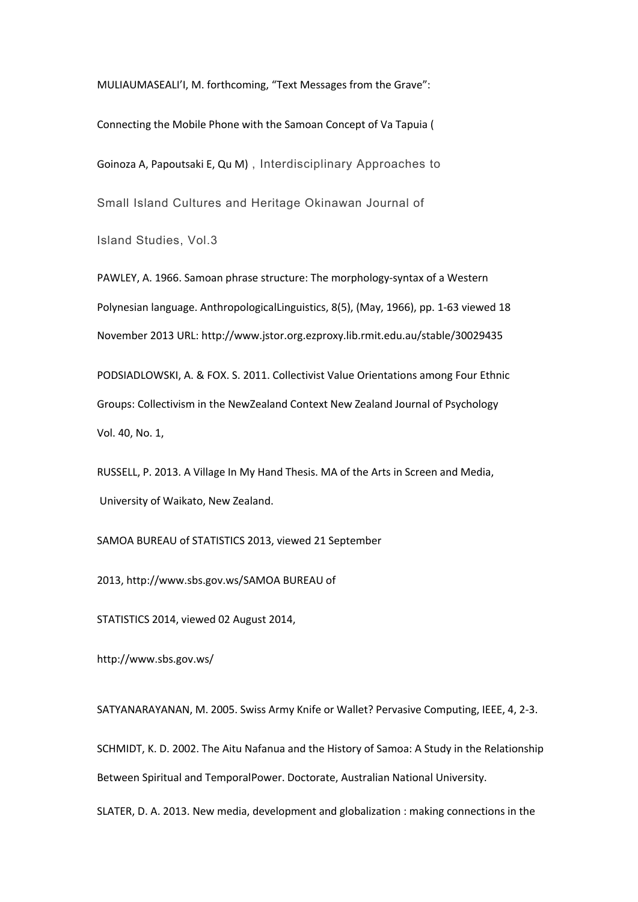MULIAUMASEALI'I, M. forthcoming, "Text Messages from the Grave": Connecting the Mobile Phone with the Samoan Concept of Va Tapuia ( Goinoza A, Papoutsaki E, Qu M) , Interdisciplinary Approaches to Small Island Cultures and Heritage Okinawan Journal of Island Studies, Vol.3

PAWLEY, A. 1966. Samoan phrase structure: The morphology-syntax of a Western Polynesian language. AnthropologicalLinguistics, 8(5), (May, 1966), pp. 1-63 viewed 18 November 2013 URL: http://www.jstor.org.ezproxy.lib.rmit.edu.au/stable/30029435

PODSIADLOWSKI, A. & FOX. S. 2011. Collectivist Value Orientations among Four Ethnic Groups: Collectivism in the NewZealand Context New Zealand Journal of Psychology Vol. 40, No. 1,

RUSSELL, P. 2013. A Village In My Hand Thesis. MA of the Arts in Screen and Media, University of Waikato, New Zealand.

SAMOA BUREAU of STATISTICS 2013, viewed 21 September 2013, http://www.sbs.gov.ws/SAMOA BUREAU of STATISTICS 2014, viewed 02 August 2014, http://www.sbs.gov.ws/

SATYANARAYANAN, M. 2005. Swiss Army Knife or Wallet? Pervasive Computing, IEEE, 4, 2-3.

SCHMIDT, K. D. 2002. The Aitu Nafanua and the History of Samoa: A Study in the Relationship Between Spiritual and TemporalPower. Doctorate, Australian National University.

SLATER, D. A. 2013. New media, development and globalization : making connections in the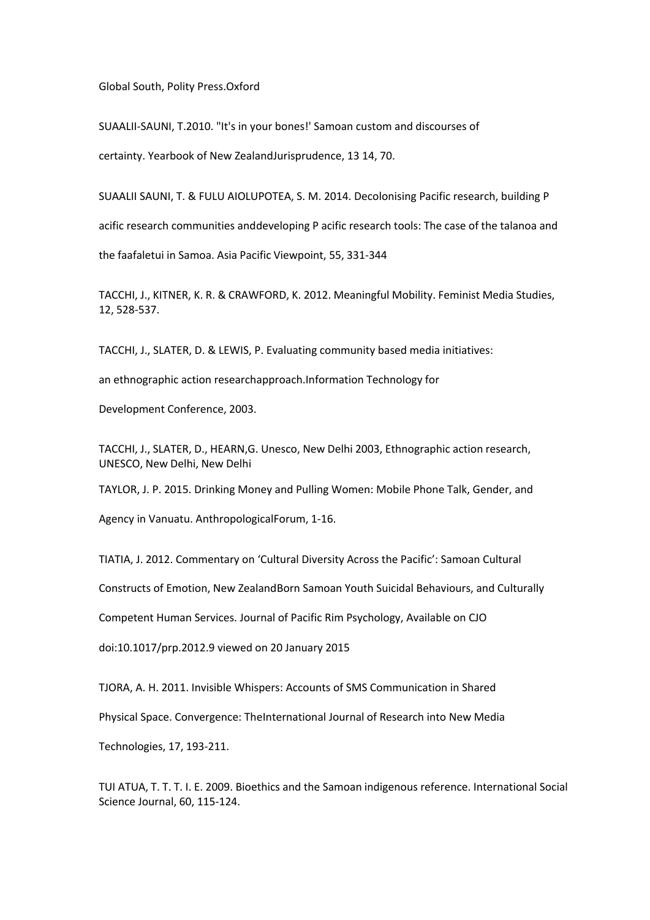Global South, Polity Press.Oxford

SUAALII-SAUNI, T.2010. "It's in your bones!' Samoan custom and discourses of certainty. Yearbook of New ZealandJurisprudence, 13 14, 70.

SUAALII SAUNI, T. & FULU AIOLUPOTEA, S. M. 2014. Decolonising Pacific research, building P acific research communities anddeveloping P acific research tools: The case of the talanoa and the faafaletui in Samoa. Asia Pacific Viewpoint, 55, 331-344

TACCHI, J., KITNER, K. R. & CRAWFORD, K. 2012. Meaningful Mobility. Feminist Media Studies, 12, 528-537.

TACCHI, J., SLATER, D. & LEWIS, P. Evaluating community based media initiatives: an ethnographic action researchapproach.Information Technology for Development Conference, 2003.

TACCHI, J., SLATER, D., HEARN,G. Unesco, New Delhi 2003, Ethnographic action research, UNESCO, New Delhi, New Delhi

TAYLOR, J. P. 2015. Drinking Money and Pulling Women: Mobile Phone Talk, Gender, and Agency in Vanuatu. AnthropologicalForum, 1-16.

TIATIA, J. 2012. Commentary on 'Cultural Diversity Across the Pacific': Samoan Cultural Constructs of Emotion, New ZealandBorn Samoan Youth Suicidal Behaviours, and Culturally Competent Human Services. Journal of Pacific Rim Psychology, Available on CJO doi:10.1017/prp.2012.9 viewed on 20 January 2015

TJORA, A. H. 2011. Invisible Whispers: Accounts of SMS Communication in Shared Physical Space. Convergence: TheInternational Journal of Research into New Media Technologies, 17, 193-211.

TUI ATUA, T. T. T. I. E. 2009. Bioethics and the Samoan indigenous reference. International Social Science Journal, 60, 115-124.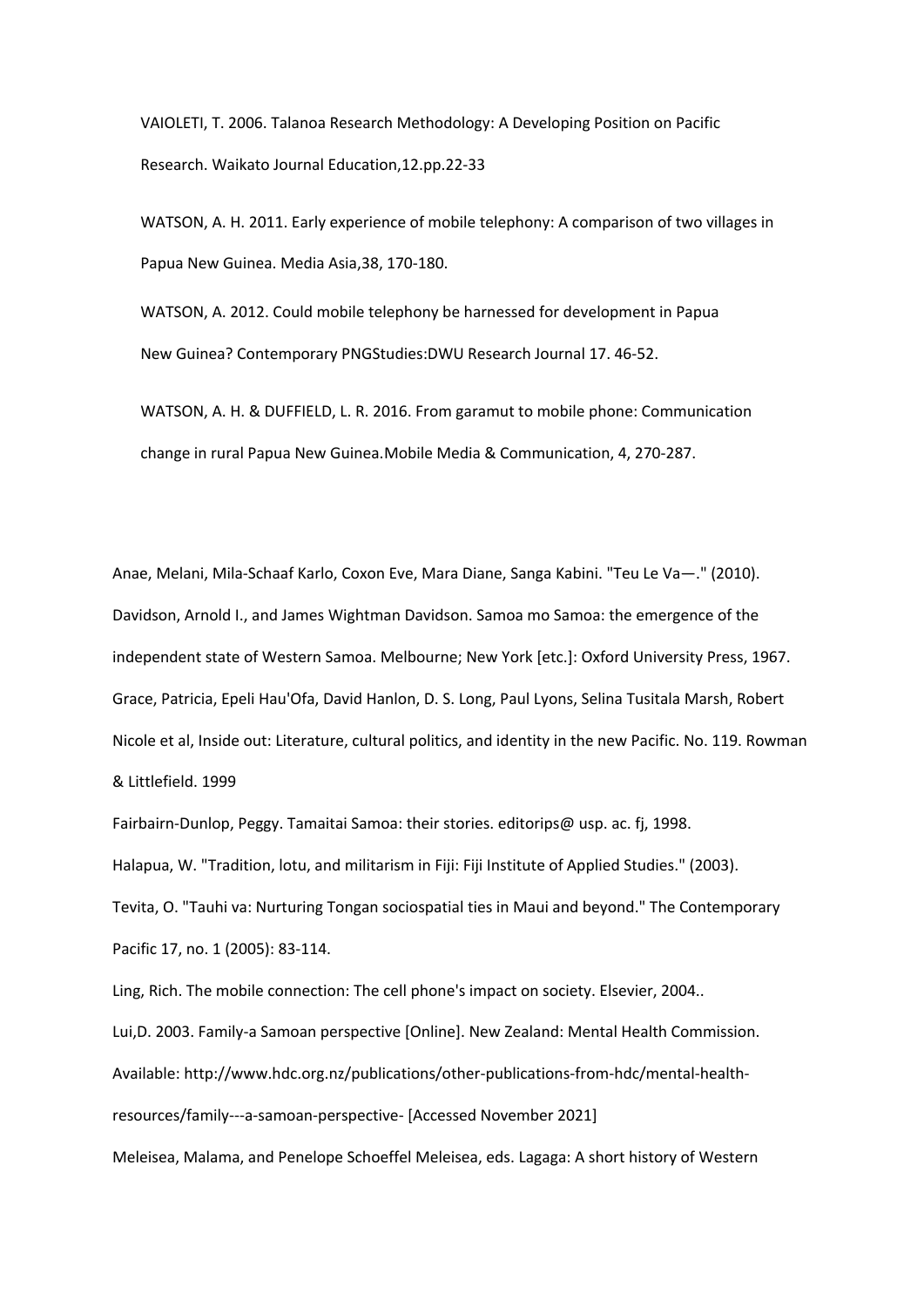VAIOLETI, T. 2006. Talanoa Research Methodology: A Developing Position on Pacific Research. Waikato Journal Education,12.pp.22-33

WATSON, A. H. 2011. Early experience of mobile telephony: A comparison of two villages in Papua New Guinea. Media Asia,38, 170-180.

WATSON, A. 2012. Could mobile telephony be harnessed for development in Papua New Guinea? Contemporary PNGStudies:DWU Research Journal 17. 46-52.

WATSON, A. H. & DUFFIELD, L. R. 2016. From garamut to mobile phone: Communication change in rural Papua New Guinea.Mobile Media & Communication, 4, 270-287.

Anae, Melani, Mila-Schaaf Karlo, Coxon Eve, Mara Diane, Sanga Kabini. "Teu Le Va—." (2010).

Davidson, Arnold I., and James Wightman Davidson. Samoa mo Samoa: the emergence of the independent state of Western Samoa. Melbourne; New York [etc.]: Oxford University Press, 1967.

Grace, Patricia, Epeli Hau'Ofa, David Hanlon, D. S. Long, Paul Lyons, Selina Tusitala Marsh, Robert Nicole et al, Inside out: Literature, cultural politics, and identity in the new Pacific. No. 119. Rowman & Littlefield. 1999

Fairbairn-Dunlop, Peggy. Tamaitai Samoa: their stories. editorips@ usp. ac. fj, 1998.

Halapua, W. "Tradition, lotu, and militarism in Fiji: Fiji Institute of Applied Studies." (2003).

Tevita, O. "Tauhi va: Nurturing Tongan sociospatial ties in Maui and beyond." The Contemporary Pacific 17, no. 1 (2005): 83-114.

Ling, Rich. The mobile connection: The cell phone's impact on society. Elsevier, 2004..

Lui,D. 2003. Family-a Samoan perspective [Online]. New Zealand: Mental Health Commission. Available: http://www.hdc.org.nz/publications/other-publications-from-hdc/mental-health-resources/family---a-samoan-perspective- [Accessed November 2021]

Meleisea, Malama, and Penelope Schoeffel Meleisea, eds. Lagaga: A short history of Western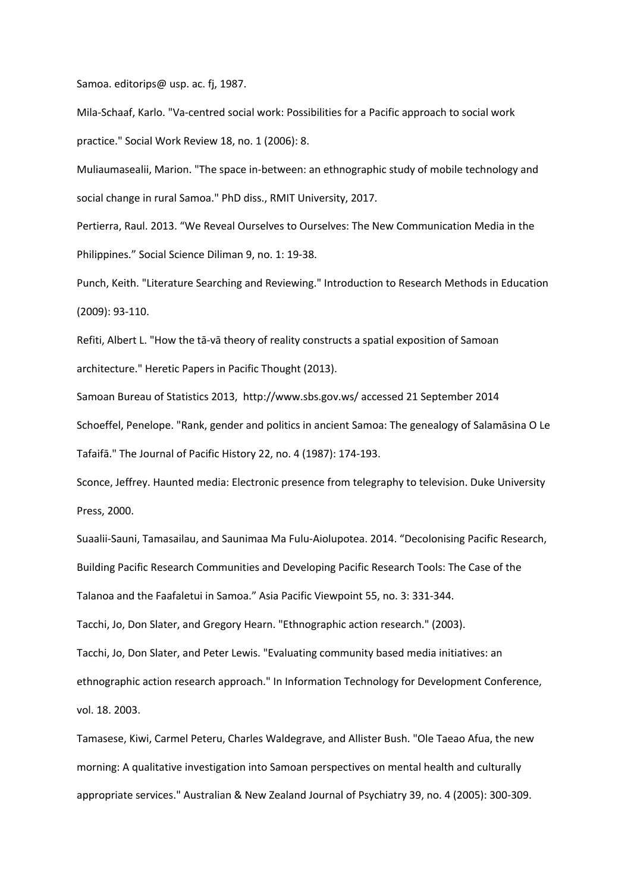Samoa. editorips@ usp. ac. fj, 1987.

Mila-Schaaf, Karlo. "Va-centred social work: Possibilities for a Pacific approach to social work practice." Social Work Review 18, no. 1 (2006): 8.

Muliaumasealii, Marion. "The space in-between: an ethnographic study of mobile technology and social change in rural Samoa." PhD diss., RMIT University, 2017.

Pertierra, Raul. 2013. "We Reveal Ourselves to Ourselves: The New Communication Media in the Philippines." Social Science Diliman 9, no. 1: 19-38.

Punch, Keith. "Literature Searching and Reviewing." Introduction to Research Methods in Education (2009): 93-110.

Refiti, Albert L. "How the tā-vā theory of reality constructs a spatial exposition of Samoan architecture." Heretic Papers in Pacific Thought (2013).

Samoan Bureau of Statistics 2013, http://www.sbs.gov.ws/ accessed 21 September 2014

Schoeffel, Penelope. "Rank, gender and politics in ancient Samoa: The genealogy of Salamāsina O Le Tafaifā." The Journal of Pacific History 22, no. 4 (1987): 174-193.

Sconce, Jeffrey. Haunted media: Electronic presence from telegraphy to television. Duke University Press, 2000.

Suaalii-Sauni, Tamasailau, and Saunimaa Ma Fulu-Aiolupotea. 2014. "Decolonising Pacific Research, Building Pacific Research Communities and Developing Pacific Research Tools: The Case of the Talanoa and the Faafaletui in Samoa." Asia Pacific Viewpoint 55, no. 3: 331-344.

Tacchi, Jo, Don Slater, and Gregory Hearn. "Ethnographic action research." (2003).

Tacchi, Jo, Don Slater, and Peter Lewis. "Evaluating community based media initiatives: an ethnographic action research approach." In Information Technology for Development Conference, vol. 18. 2003.

Tamasese, Kiwi, Carmel Peteru, Charles Waldegrave, and Allister Bush. "Ole Taeao Afua, the new morning: A qualitative investigation into Samoan perspectives on mental health and culturally appropriate services." Australian & New Zealand Journal of Psychiatry 39, no. 4 (2005): 300-309.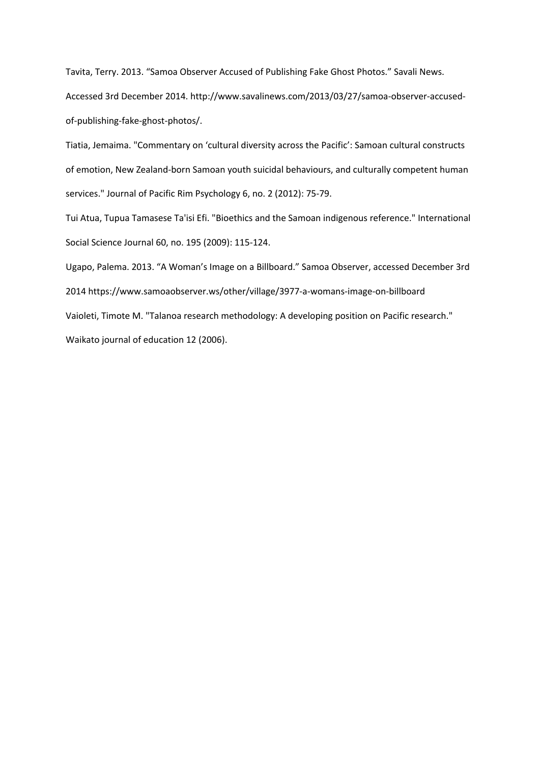Tavita, Terry. 2013. “Samoa Observer Accused of Publishing Fake Ghost Photos.” Savali News. Accessed 3rd December 2014. http://www.savalinews.com/2013/03/27/samoa-observer-accused-of-publishing-fake-ghost-photos/.

Tiatia, Jemaima. "Commentary on ‘cultural diversity across the Pacific’: Samoan cultural constructs of emotion, New Zealand-born Samoan youth suicidal behaviours, and culturally competent human services." Journal of Pacific Rim Psychology 6, no. 2 (2012): 75-79.

Tui Atua, Tupua Tamasese Ta'isi Efi. "Bioethics and the Samoan indigenous reference." International Social Science Journal 60, no. 195 (2009): 115-124.

Ugapo, Palema. 2013. “A Woman’s Image on a Billboard.” Samoa Observer, accessed December 3rd 2014 https://www.samoaobserver.ws/other/village/3977-a-womans-image-on-billboard

Vaioleti, Timote M. "Talanoa research methodology: A developing position on Pacific research." Waikato journal of education 12 (2006).